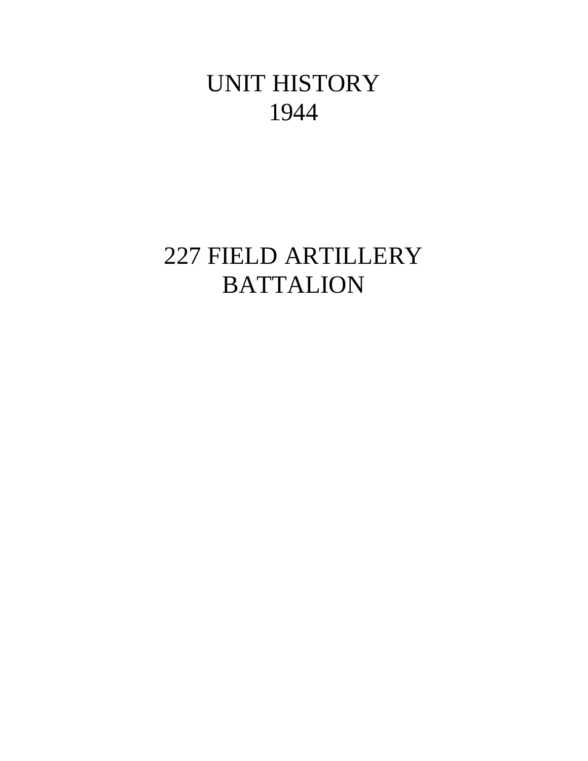# UNIT HISTORY
# 1944

# 227 FIELD ARTILLERY BATTALION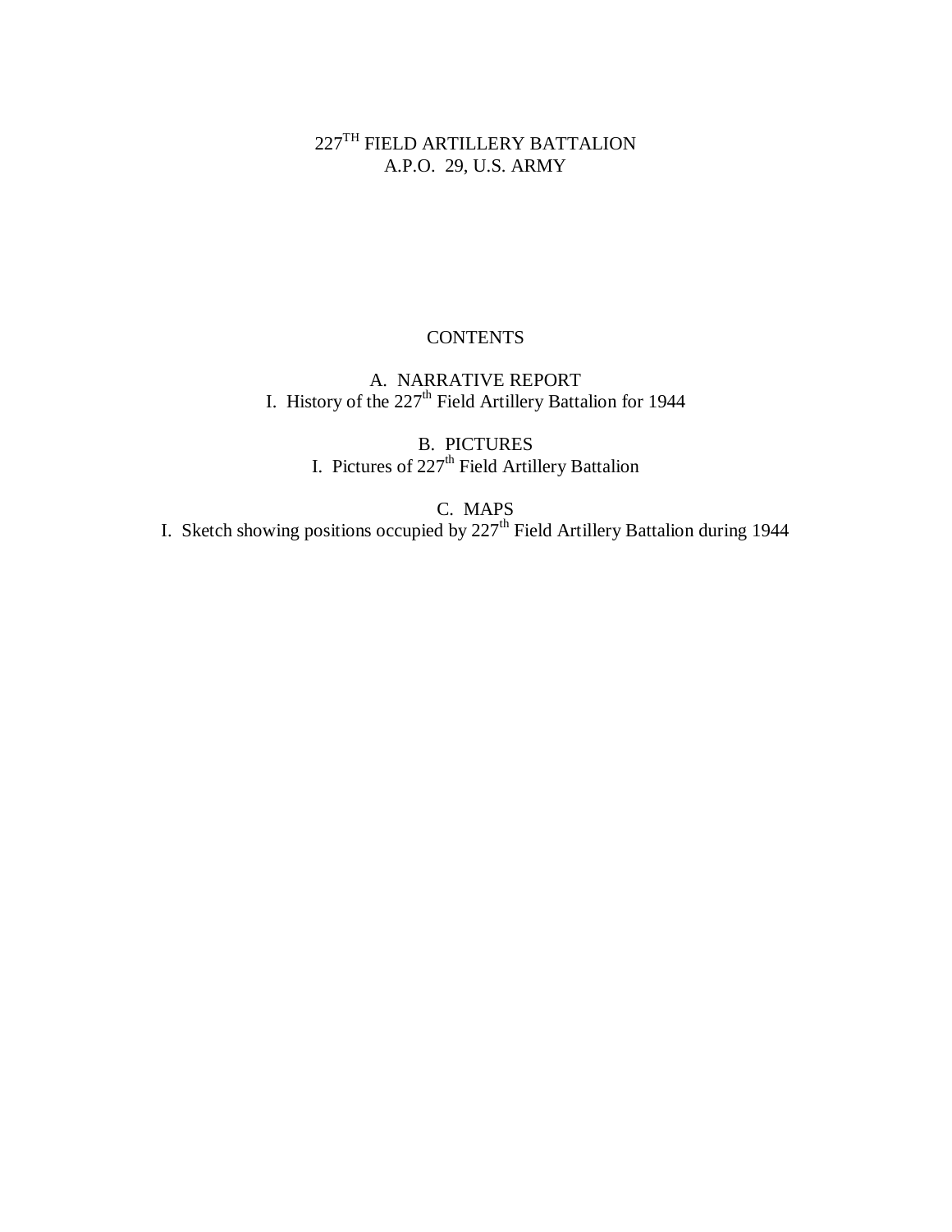# 227TH FIELD ARTILLERY BATTALION
A.P.O. 29, U.S. ARMY

## CONTENTS

A. NARRATIVE REPORT
I. History of the 227th Field Artillery Battalion for 1944

B. PICTURES
I. Pictures of 227th Field Artillery Battalion

C. MAPS
I. Sketch showing positions occupied by 227th Field Artillery Battalion during 1944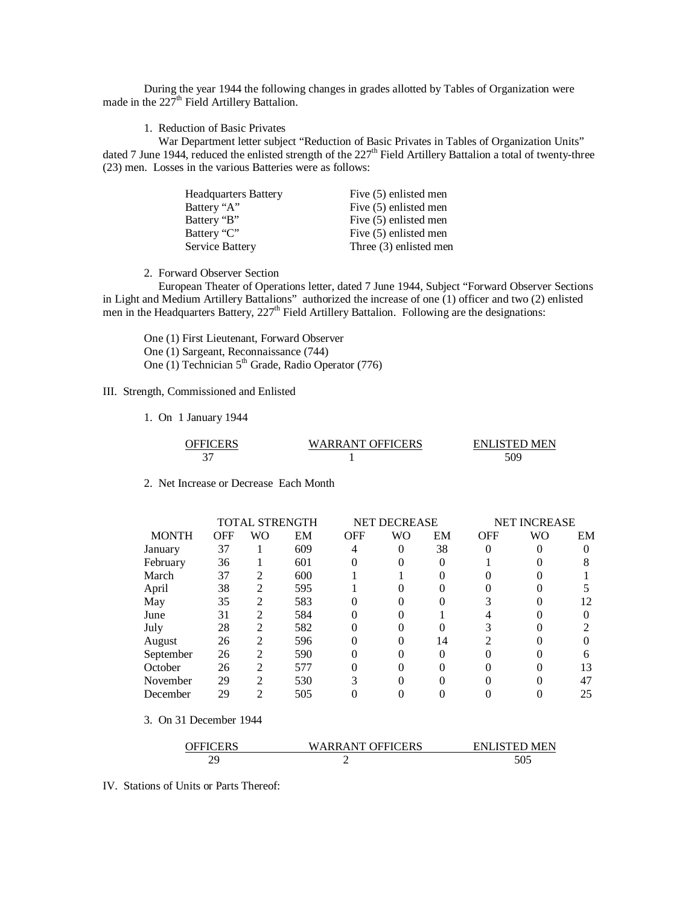During the year 1944 the following changes in grades allotted by Tables of Organization were made in the 227th Field Artillery Battalion.

1. Reduction of Basic Privates

War Department letter subject "Reduction of Basic Privates in Tables of Organization Units" dated 7 June 1944, reduced the enlisted strength of the 227th Field Artillery Battalion a total of twenty-three (23) men. Losses in the various Batteries were as follows:

| | |
|---|---|
| Headquarters Battery | Five (5) enlisted men |
| Battery "A" | Five (5) enlisted men |
| Battery "B" | Five (5) enlisted men |
| Battery "C" | Five (5) enlisted men |
| Service Battery | Three (3) enlisted men |

2. Forward Observer Section

European Theater of Operations letter, dated 7 June 1944, Subject "Forward Observer Sections in Light and Medium Artillery Battalions" authorized the increase of one (1) officer and two (2) enlisted men in the Headquarters Battery, 227th Field Artillery Battalion. Following are the designations:

One (1) First Lieutenant, Forward Observer
One (1) Sargeant, Reconnaissance (744)
One (1) Technician 5th Grade, Radio Operator (776)

III. Strength, Commissioned and Enlisted

1. On 1 January 1944

| OFFICERS | WARRANT OFFICERS | ENLISTED MEN |
|---|---|---|
| 37 | 1 | 509 |

2. Net Increase or Decrease Each Month

| | TOTAL STRENGTH | | | NET DECREASE | | | NET INCREASE | | |
|---|---|---|---|---|---|---|---|---|---|
| MONTH | OFF | WO | EM | OFF | WO | EM | OFF | WO | EM |
| January | 37 | 1 | 609 | 4 | 0 | 38 | 0 | 0 | 0 |
| February | 36 | 1 | 601 | 0 | 0 | 0 | 1 | 0 | 8 |
| March | 37 | 2 | 600 | 1 | 1 | 0 | 0 | 0 | 1 |
| April | 38 | 2 | 595 | 1 | 0 | 0 | 0 | 0 | 5 |
| May | 35 | 2 | 583 | 0 | 0 | 0 | 3 | 0 | 12 |
| June | 31 | 2 | 584 | 0 | 0 | 1 | 4 | 0 | 0 |
| July | 28 | 2 | 582 | 0 | 0 | 0 | 3 | 0 | 2 |
| August | 26 | 2 | 596 | 0 | 0 | 14 | 2 | 0 | 0 |
| September | 26 | 2 | 590 | 0 | 0 | 0 | 0 | 0 | 6 |
| October | 26 | 2 | 577 | 0 | 0 | 0 | 0 | 0 | 13 |
| November | 29 | 2 | 530 | 3 | 0 | 0 | 0 | 0 | 47 |
| December | 29 | 2 | 505 | 0 | 0 | 0 | 0 | 0 | 25 |

3. On 31 December 1944

| OFFICERS | WARRANT OFFICERS | ENLISTED MEN |
|---|---|---|
| 29 | 2 | 505 |

IV. Stations of Units or Parts Thereof: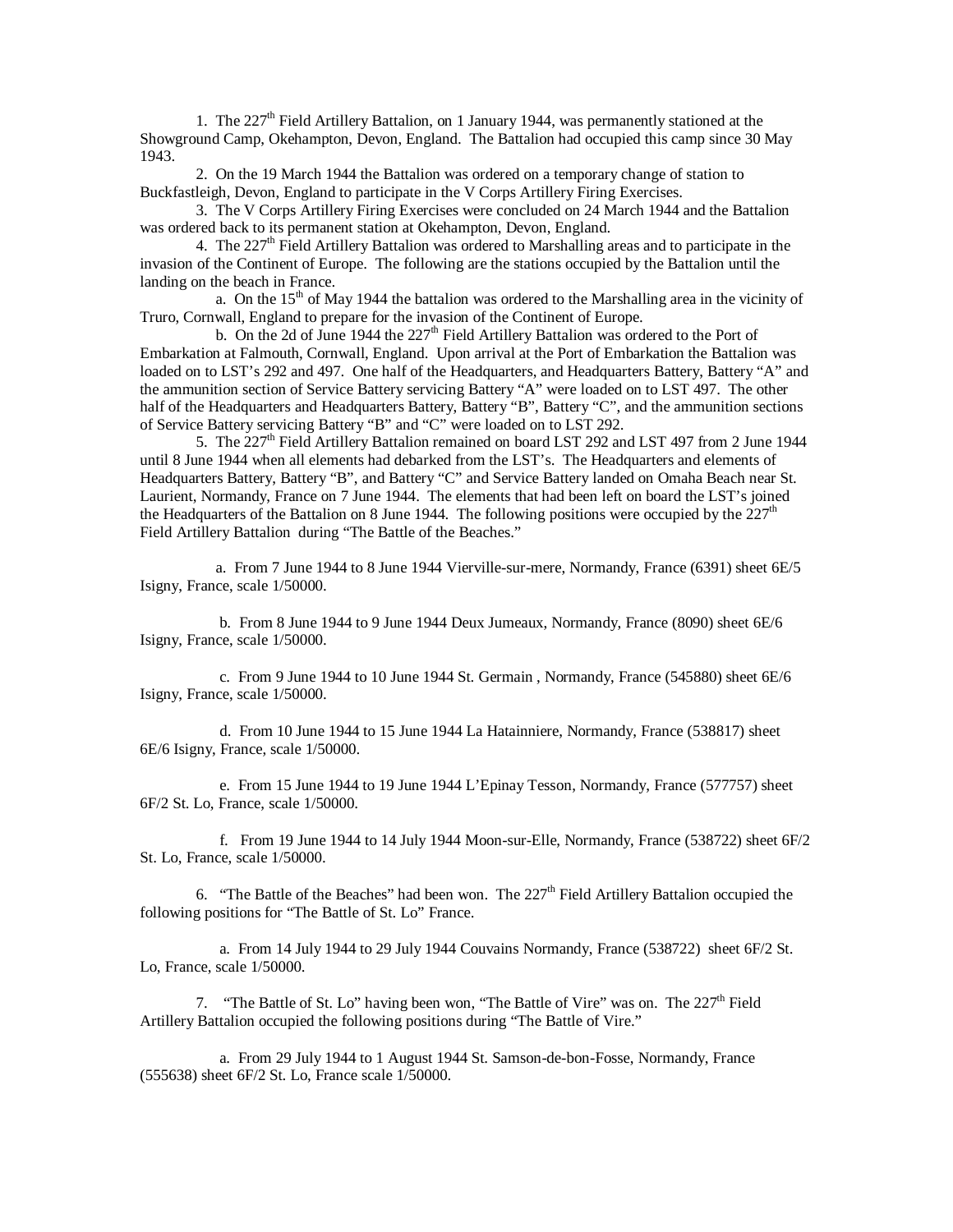1. The 227th Field Artillery Battalion, on 1 January 1944, was permanently stationed at the Showground Camp, Okehampton, Devon, England. The Battalion had occupied this camp since 30 May 1943.

2. On the 19 March 1944 the Battalion was ordered on a temporary change of station to Buckfastleigh, Devon, England to participate in the V Corps Artillery Firing Exercises.

3. The V Corps Artillery Firing Exercises were concluded on 24 March 1944 and the Battalion was ordered back to its permanent station at Okehampton, Devon, England.

4. The 227th Field Artillery Battalion was ordered to Marshalling areas and to participate in the invasion of the Continent of Europe. The following are the stations occupied by the Battalion until the landing on the beach in France.

a. On the 15th of May 1944 the battalion was ordered to the Marshalling area in the vicinity of Truro, Cornwall, England to prepare for the invasion of the Continent of Europe.

b. On the 2d of June 1944 the 227th Field Artillery Battalion was ordered to the Port of Embarkation at Falmouth, Cornwall, England. Upon arrival at the Port of Embarkation the Battalion was loaded on to LST's 292 and 497. One half of the Headquarters, and Headquarters Battery, Battery "A" and the ammunition section of Service Battery servicing Battery "A" were loaded on to LST 497. The other half of the Headquarters and Headquarters Battery, Battery "B", Battery "C", and the ammunition sections of Service Battery servicing Battery "B" and "C" were loaded on to LST 292.

5. The 227th Field Artillery Battalion remained on board LST 292 and LST 497 from 2 June 1944 until 8 June 1944 when all elements had debarked from the LST's. The Headquarters and elements of Headquarters Battery, Battery "B", and Battery "C" and Service Battery landed on Omaha Beach near St. Laurient, Normandy, France on 7 June 1944. The elements that had been left on board the LST's joined the Headquarters of the Battalion on 8 June 1944. The following positions were occupied by the 227th Field Artillery Battalion during "The Battle of the Beaches."

a. From 7 June 1944 to 8 June 1944 Vierville-sur-mere, Normandy, France (6391) sheet 6E/5 Isigny, France, scale 1/50000.

b. From 8 June 1944 to 9 June 1944 Deux Jumeaux, Normandy, France (8090) sheet 6E/6 Isigny, France, scale 1/50000.

c. From 9 June 1944 to 10 June 1944 St. Germain , Normandy, France (545880) sheet 6E/6 Isigny, France, scale 1/50000.

d. From 10 June 1944 to 15 June 1944 La Hatainniere, Normandy, France (538817) sheet 6E/6 Isigny, France, scale 1/50000.

e. From 15 June 1944 to 19 June 1944 L'Epinay Tesson, Normandy, France (577757) sheet 6F/2 St. Lo, France, scale 1/50000.

f. From 19 June 1944 to 14 July 1944 Moon-sur-Elle, Normandy, France (538722) sheet 6F/2 St. Lo, France, scale 1/50000.

6. "The Battle of the Beaches" had been won. The 227th Field Artillery Battalion occupied the following positions for "The Battle of St. Lo" France.

a. From 14 July 1944 to 29 July 1944 Couvains Normandy, France (538722) sheet 6F/2 St. Lo, France, scale 1/50000.

7. "The Battle of St. Lo" having been won, "The Battle of Vire" was on. The 227th Field Artillery Battalion occupied the following positions during "The Battle of Vire."

a. From 29 July 1944 to 1 August 1944 St. Samson-de-bon-Fosse, Normandy, France (555638) sheet 6F/2 St. Lo, France scale 1/50000.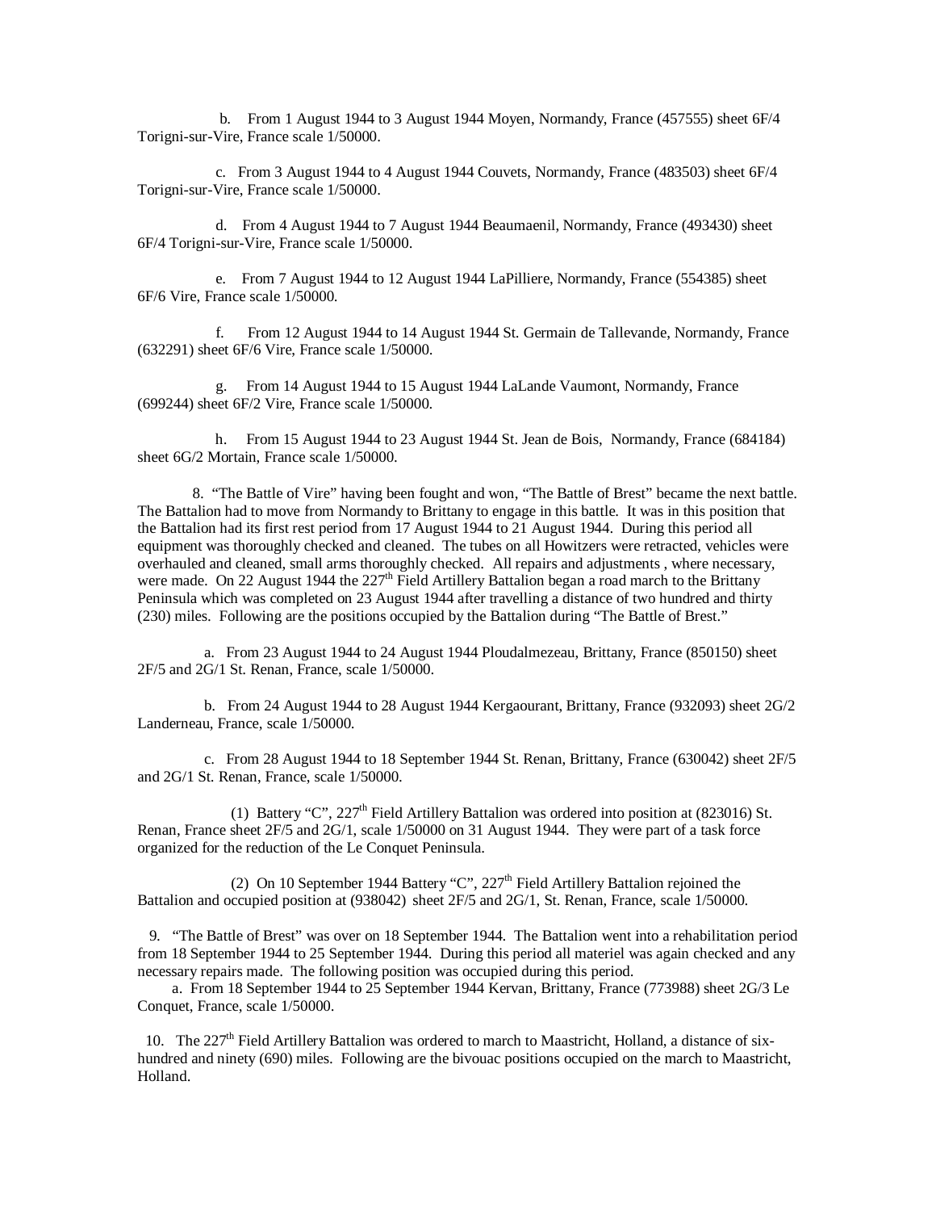b. From 1 August 1944 to 3 August 1944 Moyen, Normandy, France (457555) sheet 6F/4 Torigni-sur-Vire, France scale 1/50000.

c. From 3 August 1944 to 4 August 1944 Couvets, Normandy, France (483503) sheet 6F/4 Torigni-sur-Vire, France scale 1/50000.

d. From 4 August 1944 to 7 August 1944 Beaumaenil, Normandy, France (493430) sheet 6F/4 Torigni-sur-Vire, France scale 1/50000.

e. From 7 August 1944 to 12 August 1944 LaPilliere, Normandy, France (554385) sheet 6F/6 Vire, France scale 1/50000.

f. From 12 August 1944 to 14 August 1944 St. Germain de Tallevande, Normandy, France (632291) sheet 6F/6 Vire, France scale 1/50000.

g. From 14 August 1944 to 15 August 1944 LaLande Vaumont, Normandy, France (699244) sheet 6F/2 Vire, France scale 1/50000.

h. From 15 August 1944 to 23 August 1944 St. Jean de Bois, Normandy, France (684184) sheet 6G/2 Mortain, France scale 1/50000.

8. "The Battle of Vire" having been fought and won, "The Battle of Brest" became the next battle. The Battalion had to move from Normandy to Brittany to engage in this battle. It was in this position that the Battalion had its first rest period from 17 August 1944 to 21 August 1944. During this period all equipment was thoroughly checked and cleaned. The tubes on all Howitzers were retracted, vehicles were overhauled and cleaned, small arms thoroughly checked. All repairs and adjustments , where necessary, were made. On 22 August 1944 the 227th Field Artillery Battalion began a road march to the Brittany Peninsula which was completed on 23 August 1944 after travelling a distance of two hundred and thirty (230) miles. Following are the positions occupied by the Battalion during "The Battle of Brest."

a. From 23 August 1944 to 24 August 1944 Ploudalmezeau, Brittany, France (850150) sheet 2F/5 and 2G/1 St. Renan, France, scale 1/50000.

b. From 24 August 1944 to 28 August 1944 Kergaourant, Brittany, France (932093) sheet 2G/2 Landerneau, France, scale 1/50000.

c. From 28 August 1944 to 18 September 1944 St. Renan, Brittany, France (630042) sheet 2F/5 and 2G/1 St. Renan, France, scale 1/50000.

(1) Battery "C", 227th Field Artillery Battalion was ordered into position at (823016) St. Renan, France sheet 2F/5 and 2G/1, scale 1/50000 on 31 August 1944. They were part of a task force organized for the reduction of the Le Conquet Peninsula.

(2) On 10 September 1944 Battery "C", 227th Field Artillery Battalion rejoined the Battalion and occupied position at (938042) sheet 2F/5 and 2G/1, St. Renan, France, scale 1/50000.

9. "The Battle of Brest" was over on 18 September 1944. The Battalion went into a rehabilitation period from 18 September 1944 to 25 September 1944. During this period all materiel was again checked and any necessary repairs made. The following position was occupied during this period.

a. From 18 September 1944 to 25 September 1944 Kervan, Brittany, France (773988) sheet 2G/3 Le Conquet, France, scale 1/50000.

10. The 227th Field Artillery Battalion was ordered to march to Maastricht, Holland, a distance of six-hundred and ninety (690) miles. Following are the bivouac positions occupied on the march to Maastricht, Holland.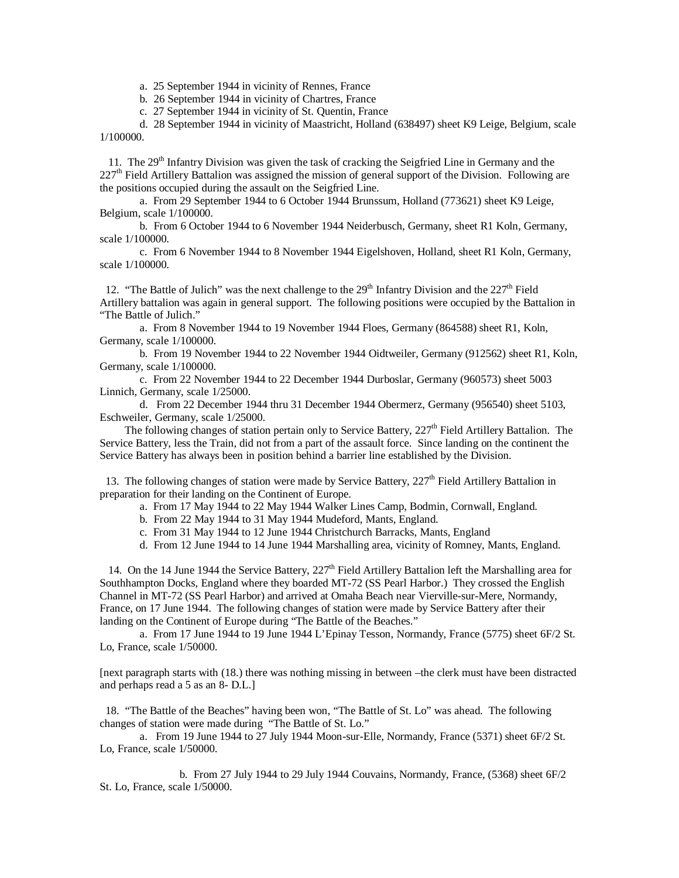a. 25 September 1944 in vicinity of Rennes, France

b. 26 September 1944 in vicinity of Chartres, France

c. 27 September 1944 in vicinity of St. Quentin, France

d. 28 September 1944 in vicinity of Maastricht, Holland (638497) sheet K9 Leige, Belgium, scale 1/100000.

11. The 29th Infantry Division was given the task of cracking the Seigfried Line in Germany and the 227th Field Artillery Battalion was assigned the mission of general support of the Division. Following are the positions occupied during the assault on the Seigfried Line.

a. From 29 September 1944 to 6 October 1944 Brunssum, Holland (773621) sheet K9 Leige, Belgium, scale 1/100000.

b. From 6 October 1944 to 6 November 1944 Neiderbusch, Germany, sheet R1 Koln, Germany, scale 1/100000.

c. From 6 November 1944 to 8 November 1944 Eigelshoven, Holland, sheet R1 Koln, Germany, scale 1/100000.

12. "The Battle of Julich" was the next challenge to the 29th Infantry Division and the 227th Field Artillery battalion was again in general support. The following positions were occupied by the Battalion in "The Battle of Julich."

a. From 8 November 1944 to 19 November 1944 Floes, Germany (864588) sheet R1, Koln, Germany, scale 1/100000.

b. From 19 November 1944 to 22 November 1944 Oidtweiler, Germany (912562) sheet R1, Koln, Germany, scale 1/100000.

c. From 22 November 1944 to 22 December 1944 Durboslar, Germany (960573) sheet 5003 Linnich, Germany, scale 1/25000.

d. From 22 December 1944 thru 31 December 1944 Obermerz, Germany (956540) sheet 5103, Eschweiler, Germany, scale 1/25000.

The following changes of station pertain only to Service Battery, 227th Field Artillery Battalion. The Service Battery, less the Train, did not from a part of the assault force. Since landing on the continent the Service Battery has always been in position behind a barrier line established by the Division.

13. The following changes of station were made by Service Battery, 227th Field Artillery Battalion in preparation for their landing on the Continent of Europe.

a. From 17 May 1944 to 22 May 1944 Walker Lines Camp, Bodmin, Cornwall, England.

b. From 22 May 1944 to 31 May 1944 Mudeford, Mants, England.

c. From 31 May 1944 to 12 June 1944 Christchurch Barracks, Mants, England

d. From 12 June 1944 to 14 June 1944 Marshalling area, vicinity of Romney, Mants, England.

14. On the 14 June 1944 the Service Battery, 227th Field Artillery Battalion left the Marshalling area for Southhampton Docks, England where they boarded MT-72 (SS Pearl Harbor.) They crossed the English Channel in MT-72 (SS Pearl Harbor) and arrived at Omaha Beach near Vierville-sur-Mere, Normandy, France, on 17 June 1944. The following changes of station were made by Service Battery after their landing on the Continent of Europe during "The Battle of the Beaches."

a. From 17 June 1944 to 19 June 1944 L'Epinay Tesson, Normandy, France (5775) sheet 6F/2 St. Lo, France, scale 1/50000.

[next paragraph starts with (18.) there was nothing missing in between –the clerk must have been distracted and perhaps read a 5 as an 8- D.L.]

18. "The Battle of the Beaches" having been won, "The Battle of St. Lo" was ahead. The following changes of station were made during "The Battle of St. Lo."

a. From 19 June 1944 to 27 July 1944 Moon-sur-Elle, Normandy, France (5371) sheet 6F/2 St. Lo, France, scale 1/50000.

b. From 27 July 1944 to 29 July 1944 Couvains, Normandy, France, (5368) sheet 6F/2 St. Lo, France, scale 1/50000.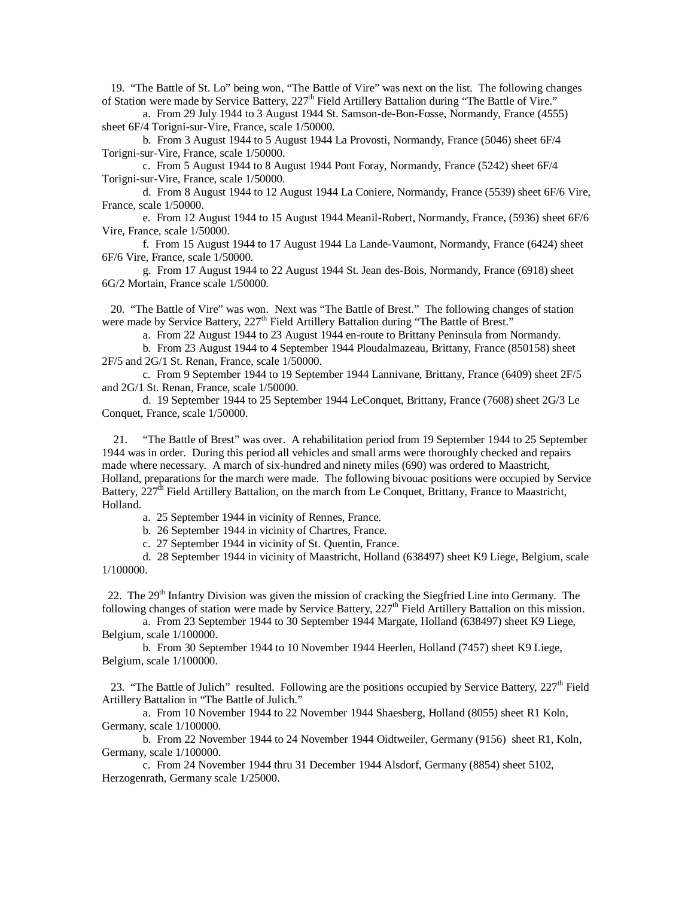19. "The Battle of St. Lo" being won, "The Battle of Vire" was next on the list. The following changes of Station were made by Service Battery, 227th Field Artillery Battalion during "The Battle of Vire."

a. From 29 July 1944 to 3 August 1944 St. Samson-de-Bon-Fosse, Normandy, France (4555) sheet 6F/4 Torigni-sur-Vire, France, scale 1/50000.

b. From 3 August 1944 to 5 August 1944 La Provosti, Normandy, France (5046) sheet 6F/4 Torigni-sur-Vire, France, scale 1/50000.

c. From 5 August 1944 to 8 August 1944 Pont Foray, Normandy, France (5242) sheet 6F/4 Torigni-sur-Vire, France, scale 1/50000.

d. From 8 August 1944 to 12 August 1944 La Coniere, Normandy, France (5539) sheet 6F/6 Vire, France, scale 1/50000.

e. From 12 August 1944 to 15 August 1944 Meanil-Robert, Normandy, France, (5936) sheet 6F/6 Vire, France, scale 1/50000.

f. From 15 August 1944 to 17 August 1944 La Lande-Vaumont, Normandy, France (6424) sheet 6F/6 Vire, France, scale 1/50000.

g. From 17 August 1944 to 22 August 1944 St. Jean des-Bois, Normandy, France (6918) sheet 6G/2 Mortain, France scale 1/50000.

20. "The Battle of Vire" was won. Next was "The Battle of Brest." The following changes of station were made by Service Battery, 227th Field Artillery Battalion during "The Battle of Brest."

a. From 22 August 1944 to 23 August 1944 en-route to Brittany Peninsula from Normandy.

b. From 23 August 1944 to 4 September 1944 Ploudalmazeau, Brittany, France (850158) sheet 2F/5 and 2G/1 St. Renan, France, scale 1/50000.

c. From 9 September 1944 to 19 September 1944 Lannivane, Brittany, France (6409) sheet 2F/5 and 2G/1 St. Renan, France, scale 1/50000.

d. 19 September 1944 to 25 September 1944 LeConquet, Brittany, France (7608) sheet 2G/3 Le Conquet, France, scale 1/50000.

21. "The Battle of Brest" was over. A rehabilitation period from 19 September 1944 to 25 September 1944 was in order. During this period all vehicles and small arms were thoroughly checked and repairs made where necessary. A march of six-hundred and ninety miles (690) was ordered to Maastricht, Holland, preparations for the march were made. The following bivouac positions were occupied by Service Battery, 227th Field Artillery Battalion, on the march from Le Conquet, Brittany, France to Maastricht, Holland.

a. 25 September 1944 in vicinity of Rennes, France.

b. 26 September 1944 in vicinity of Chartres, France.

c. 27 September 1944 in vicinity of St. Quentin, France.

d. 28 September 1944 in vicinity of Maastricht, Holland (638497) sheet K9 Liege, Belgium, scale 1/100000.

22. The 29th Infantry Division was given the mission of cracking the Siegfried Line into Germany. The following changes of station were made by Service Battery, 227th Field Artillery Battalion on this mission.

a. From 23 September 1944 to 30 September 1944 Margate, Holland (638497) sheet K9 Liege, Belgium, scale 1/100000.

b. From 30 September 1944 to 10 November 1944 Heerlen, Holland (7457) sheet K9 Liege, Belgium, scale 1/100000.

23. "The Battle of Julich" resulted. Following are the positions occupied by Service Battery, 227th Field Artillery Battalion in "The Battle of Julich."

a. From 10 November 1944 to 22 November 1944 Shaesberg, Holland (8055) sheet R1 Koln, Germany, scale 1/100000.

b. From 22 November 1944 to 24 November 1944 Oidtweiler, Germany (9156) sheet R1, Koln, Germany, scale 1/100000.

c. From 24 November 1944 thru 31 December 1944 Alsdorf, Germany (8854) sheet 5102, Herzogenrath, Germany scale 1/25000.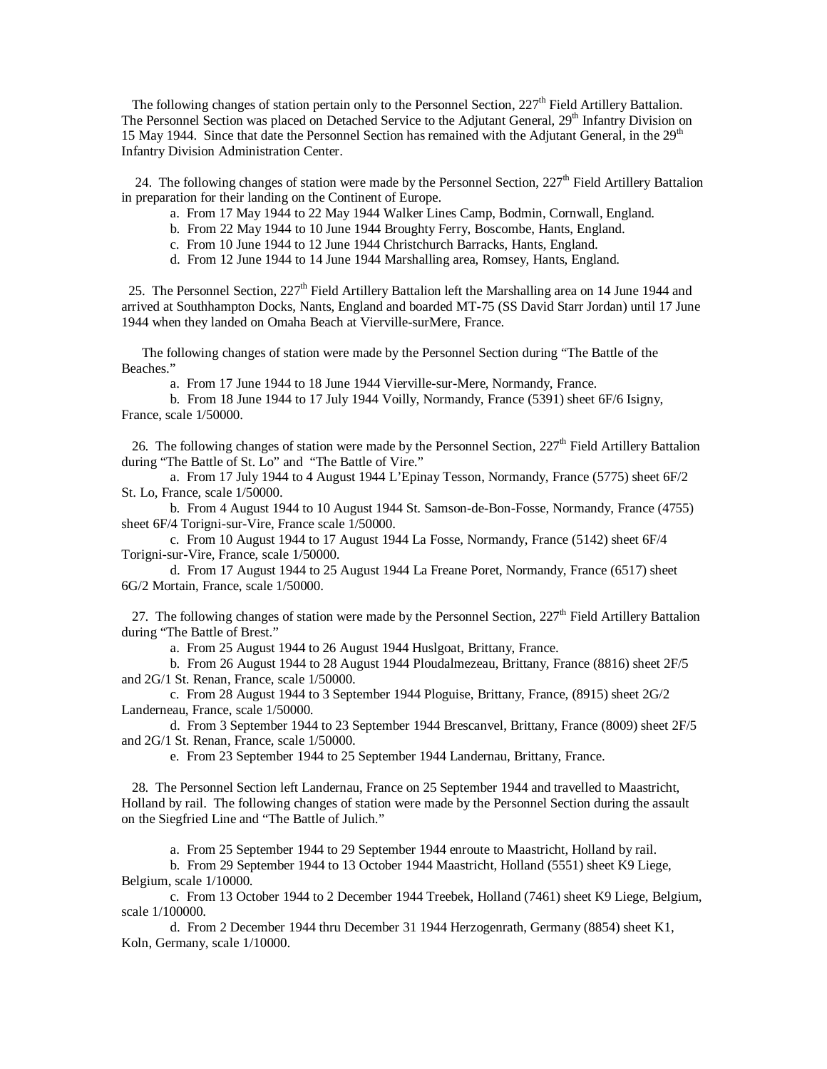The following changes of station pertain only to the Personnel Section, 227th Field Artillery Battalion. The Personnel Section was placed on Detached Service to the Adjutant General, 29th Infantry Division on 15 May 1944. Since that date the Personnel Section has remained with the Adjutant General, in the 29th Infantry Division Administration Center.

24. The following changes of station were made by the Personnel Section, 227th Field Artillery Battalion in preparation for their landing on the Continent of Europe.

a. From 17 May 1944 to 22 May 1944 Walker Lines Camp, Bodmin, Cornwall, England.

b. From 22 May 1944 to 10 June 1944 Broughty Ferry, Boscombe, Hants, England.

c. From 10 June 1944 to 12 June 1944 Christchurch Barracks, Hants, England.

d. From 12 June 1944 to 14 June 1944 Marshalling area, Romsey, Hants, England.

25. The Personnel Section, 227th Field Artillery Battalion left the Marshalling area on 14 June 1944 and arrived at Southhampton Docks, Nants, England and boarded MT-75 (SS David Starr Jordan) until 17 June 1944 when they landed on Omaha Beach at Vierville-surMere, France.

The following changes of station were made by the Personnel Section during "The Battle of the Beaches."

a. From 17 June 1944 to 18 June 1944 Vierville-sur-Mere, Normandy, France.

b. From 18 June 1944 to 17 July 1944 Voilly, Normandy, France (5391) sheet 6F/6 Isigny, France, scale 1/50000.

26. The following changes of station were made by the Personnel Section, 227th Field Artillery Battalion during "The Battle of St. Lo" and "The Battle of Vire."

a. From 17 July 1944 to 4 August 1944 L'Epinay Tesson, Normandy, France (5775) sheet 6F/2 St. Lo, France, scale 1/50000.

b. From 4 August 1944 to 10 August 1944 St. Samson-de-Bon-Fosse, Normandy, France (4755) sheet 6F/4 Torigni-sur-Vire, France scale 1/50000.

c. From 10 August 1944 to 17 August 1944 La Fosse, Normandy, France (5142) sheet 6F/4 Torigni-sur-Vire, France, scale 1/50000.

d. From 17 August 1944 to 25 August 1944 La Freane Poret, Normandy, France (6517) sheet 6G/2 Mortain, France, scale 1/50000.

27. The following changes of station were made by the Personnel Section, 227th Field Artillery Battalion during "The Battle of Brest."

a. From 25 August 1944 to 26 August 1944 Huslgoat, Brittany, France.

b. From 26 August 1944 to 28 August 1944 Ploudalmezeau, Brittany, France (8816) sheet 2F/5 and 2G/1 St. Renan, France, scale 1/50000.

c. From 28 August 1944 to 3 September 1944 Ploguise, Brittany, France, (8915) sheet 2G/2 Landerneau, France, scale 1/50000.

d. From 3 September 1944 to 23 September 1944 Brescanvel, Brittany, France (8009) sheet 2F/5 and 2G/1 St. Renan, France, scale 1/50000.

e. From 23 September 1944 to 25 September 1944 Landernau, Brittany, France.

28. The Personnel Section left Landernau, France on 25 September 1944 and travelled to Maastricht, Holland by rail. The following changes of station were made by the Personnel Section during the assault on the Siegfried Line and "The Battle of Julich."

a. From 25 September 1944 to 29 September 1944 enroute to Maastricht, Holland by rail.

b. From 29 September 1944 to 13 October 1944 Maastricht, Holland (5551) sheet K9 Liege, Belgium, scale 1/10000.

c. From 13 October 1944 to 2 December 1944 Treebek, Holland (7461) sheet K9 Liege, Belgium, scale 1/100000.

d. From 2 December 1944 thru December 31 1944 Herzogenrath, Germany (8854) sheet K1, Koln, Germany, scale 1/10000.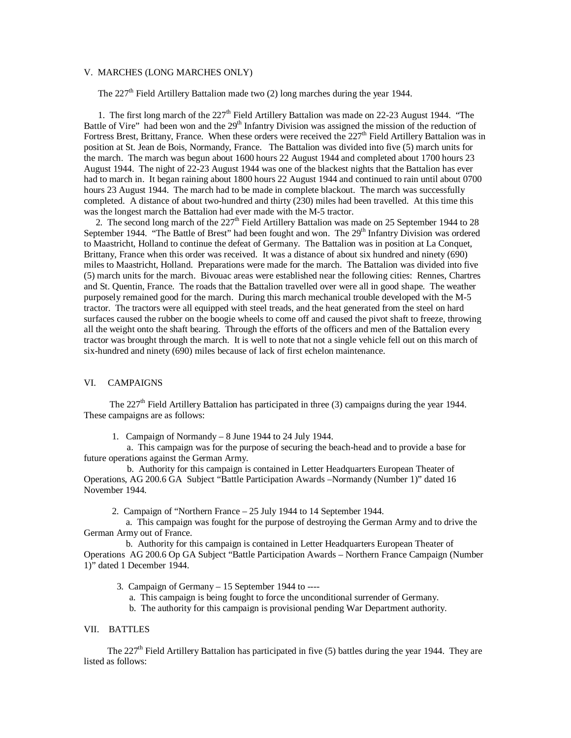## V. MARCHES (LONG MARCHES ONLY)

The 227th Field Artillery Battalion made two (2) long marches during the year 1944.

1. The first long march of the 227th Field Artillery Battalion was made on 22-23 August 1944. "The Battle of Vire" had been won and the 29th Infantry Division was assigned the mission of the reduction of Fortress Brest, Brittany, France. When these orders were received the 227th Field Artillery Battalion was in position at St. Jean de Bois, Normandy, France. The Battalion was divided into five (5) march units for the march. The march was begun about 1600 hours 22 August 1944 and completed about 1700 hours 23 August 1944. The night of 22-23 August 1944 was one of the blackest nights that the Battalion has ever had to march in. It began raining about 1800 hours 22 August 1944 and continued to rain until about 0700 hours 23 August 1944. The march had to be made in complete blackout. The march was successfully completed. A distance of about two-hundred and thirty (230) miles had been travelled. At this time this was the longest march the Battalion had ever made with the M-5 tractor.

2. The second long march of the 227th Field Artillery Battalion was made on 25 September 1944 to 28 September 1944. "The Battle of Brest" had been fought and won. The 29th Infantry Division was ordered to Maastricht, Holland to continue the defeat of Germany. The Battalion was in position at La Conquet, Brittany, France when this order was received. It was a distance of about six hundred and ninety (690) miles to Maastricht, Holland. Preparations were made for the march. The Battalion was divided into five (5) march units for the march. Bivouac areas were established near the following cities: Rennes, Chartres and St. Quentin, France. The roads that the Battalion travelled over were all in good shape. The weather purposely remained good for the march. During this march mechanical trouble developed with the M-5 tractor. The tractors were all equipped with steel treads, and the heat generated from the steel on hard surfaces caused the rubber on the boogie wheels to come off and caused the pivot shaft to freeze, throwing all the weight onto the shaft bearing. Through the efforts of the officers and men of the Battalion every tractor was brought through the march. It is well to note that not a single vehicle fell out on this march of six-hundred and ninety (690) miles because of lack of first echelon maintenance.

## VI. CAMPAIGNS

The 227th Field Artillery Battalion has participated in three (3) campaigns during the year 1944. These campaigns are as follows:

1. Campaign of Normandy – 8 June 1944 to 24 July 1944.
   a. This campaign was for the purpose of securing the beach-head and to provide a base for future operations against the German Army.
   b. Authority for this campaign is contained in Letter Headquarters European Theater of Operations, AG 200.6 GA Subject "Battle Participation Awards –Normandy (Number 1)" dated 16 November 1944.

2. Campaign of "Northern France – 25 July 1944 to 14 September 1944.
   a. This campaign was fought for the purpose of destroying the German Army and to drive the German Army out of France.
   b. Authority for this campaign is contained in Letter Headquarters European Theater of Operations AG 200.6 Op GA Subject "Battle Participation Awards – Northern France Campaign (Number 1)" dated 1 December 1944.

3. Campaign of Germany – 15 September 1944 to ----
   a. This campaign is being fought to force the unconditional surrender of Germany.
   b. The authority for this campaign is provisional pending War Department authority.

## VII. BATTLES

The 227th Field Artillery Battalion has participated in five (5) battles during the year 1944. They are listed as follows: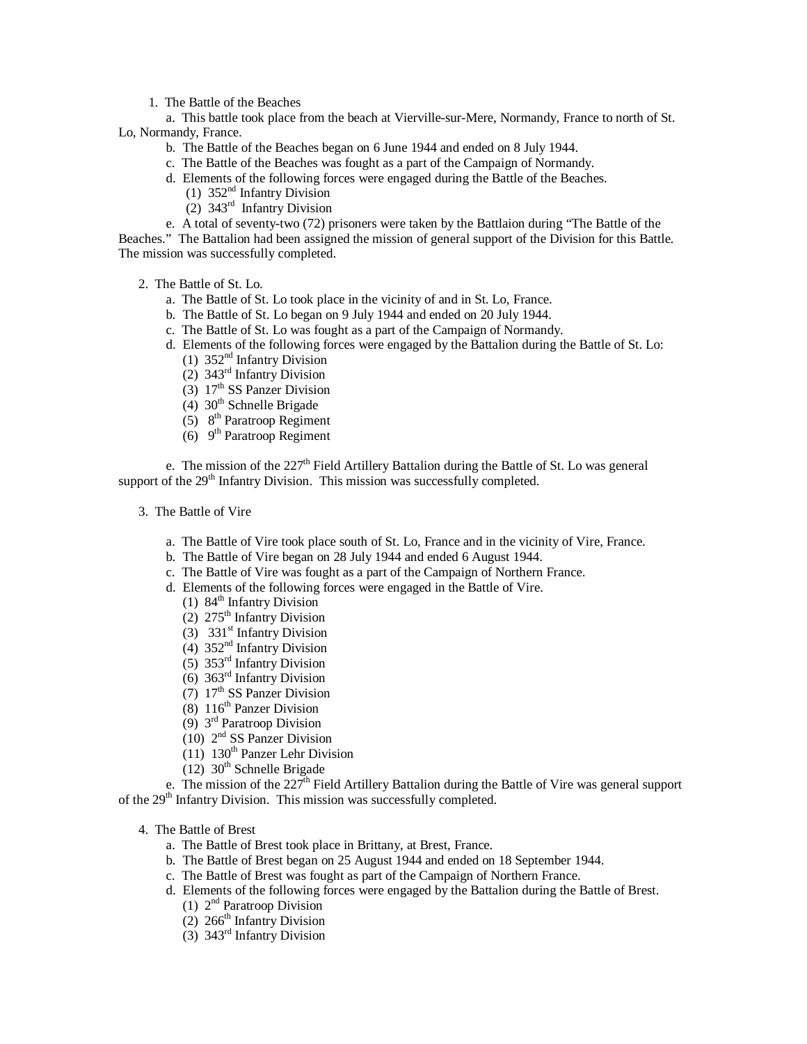1. The Battle of the Beaches

   a. This battle took place from the beach at Vierville-sur-Mere, Normandy, France to north of St. Lo, Normandy, France.

   b. The Battle of the Beaches began on 6 June 1944 and ended on 8 July 1944.

   c. The Battle of the Beaches was fought as a part of the Campaign of Normandy.

   d. Elements of the following forces were engaged during the Battle of the Beaches.

      (1) 352nd Infantry Division
      (2) 343rd Infantry Division

   e. A total of seventy-two (72) prisoners were taken by the Battlaion during "The Battle of the Beaches." The Battalion had been assigned the mission of general support of the Division for this Battle. The mission was successfully completed.

2. The Battle of St. Lo.

   a. The Battle of St. Lo took place in the vicinity of and in St. Lo, France.

   b. The Battle of St. Lo began on 9 July 1944 and ended on 20 July 1944.

   c. The Battle of St. Lo was fought as a part of the Campaign of Normandy.

   d. Elements of the following forces were engaged by the Battalion during the Battle of St. Lo:

      (1) 352nd Infantry Division
      (2) 343rd Infantry Division
      (3) 17th SS Panzer Division
      (4) 30th Schnelle Brigade
      (5) 8th Paratroop Regiment
      (6) 9th Paratroop Regiment

   e. The mission of the 227th Field Artillery Battalion during the Battle of St. Lo was general support of the 29th Infantry Division. This mission was successfully completed.

3. The Battle of Vire

   a. The Battle of Vire took place south of St. Lo, France and in the vicinity of Vire, France.

   b. The Battle of Vire began on 28 July 1944 and ended 6 August 1944.

   c. The Battle of Vire was fought as a part of the Campaign of Northern France.

   d. Elements of the following forces were engaged in the Battle of Vire.

      (1) 84th Infantry Division
      (2) 275th Infantry Division
      (3) 331st Infantry Division
      (4) 352nd Infantry Division
      (5) 353rd Infantry Division
      (6) 363rd Infantry Division
      (7) 17th SS Panzer Division
      (8) 116th Panzer Division
      (9) 3rd Paratroop Division
      (10) 2nd SS Panzer Division
      (11) 130th Panzer Lehr Division
      (12) 30th Schnelle Brigade

   e. The mission of the 227th Field Artillery Battalion during the Battle of Vire was general support of the 29th Infantry Division. This mission was successfully completed.

4. The Battle of Brest

   a. The Battle of Brest took place in Brittany, at Brest, France.

   b. The Battle of Brest began on 25 August 1944 and ended on 18 September 1944.

   c. The Battle of Brest was fought as part of the Campaign of Northern France.

   d. Elements of the following forces were engaged by the Battalion during the Battle of Brest.

      (1) 2nd Paratroop Division
      (2) 266th Infantry Division
      (3) 343rd Infantry Division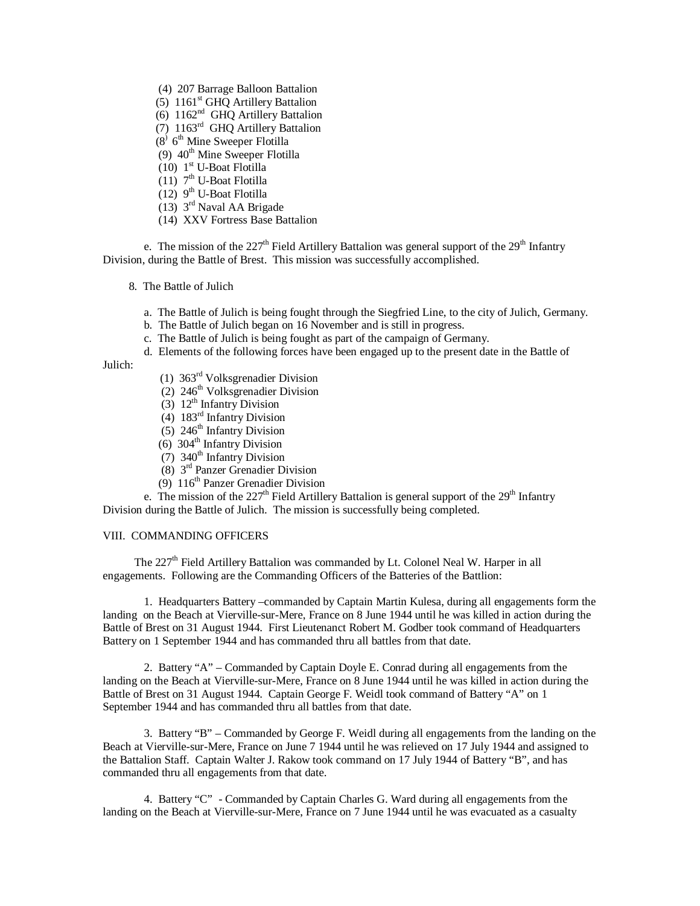(4) 207 Barrage Balloon Battalion
(5) 1161st GHQ Artillery Battalion
(6) 1162nd GHQ Artillery Battalion
(7) 1163rd GHQ Artillery Battalion
(8) 6th Mine Sweeper Flotilla
(9) 40th Mine Sweeper Flotilla
(10) 1st U-Boat Flotilla
(11) 7th U-Boat Flotilla
(12) 9th U-Boat Flotilla
(13) 3rd Naval AA Brigade
(14) XXV Fortress Base Battalion

e. The mission of the 227th Field Artillery Battalion was general support of the 29th Infantry Division, during the Battle of Brest. This mission was successfully accomplished.

8. The Battle of Julich

a. The Battle of Julich is being fought through the Siegfried Line, to the city of Julich, Germany.
b. The Battle of Julich began on 16 November and is still in progress.
c. The Battle of Julich is being fought as part of the campaign of Germany.
d. Elements of the following forces have been engaged up to the present date in the Battle of Julich:

(1) 363rd Volksgrenadier Division
(2) 246th Volksgrenadier Division
(3) 12th Infantry Division
(4) 183rd Infantry Division
(5) 246th Infantry Division
(6) 304th Infantry Division
(7) 340th Infantry Division
(8) 3rd Panzer Grenadier Division
(9) 116th Panzer Grenadier Division

e. The mission of the 227th Field Artillery Battalion is general support of the 29th Infantry Division during the Battle of Julich. The mission is successfully being completed.

## VIII. COMMANDING OFFICERS

The 227th Field Artillery Battalion was commanded by Lt. Colonel Neal W. Harper in all engagements. Following are the Commanding Officers of the Batteries of the Battlion:

1. Headquarters Battery –commanded by Captain Martin Kulesa, during all engagements form the landing on the Beach at Vierville-sur-Mere, France on 8 June 1944 until he was killed in action during the Battle of Brest on 31 August 1944. First Lieutenanct Robert M. Godber took command of Headquarters Battery on 1 September 1944 and has commanded thru all battles from that date.

2. Battery "A" – Commanded by Captain Doyle E. Conrad during all engagements from the landing on the Beach at Vierville-sur-Mere, France on 8 June 1944 until he was killed in action during the Battle of Brest on 31 August 1944. Captain George F. Weidl took command of Battery "A" on 1 September 1944 and has commanded thru all battles from that date.

3. Battery "B" – Commanded by George F. Weidl during all engagements from the landing on the Beach at Vierville-sur-Mere, France on June 7 1944 until he was relieved on 17 July 1944 and assigned to the Battalion Staff. Captain Walter J. Rakow took command on 17 July 1944 of Battery "B", and has commanded thru all engagements from that date.

4. Battery "C" - Commanded by Captain Charles G. Ward during all engagements from the landing on the Beach at Vierville-sur-Mere, France on 7 June 1944 until he was evacuated as a casualty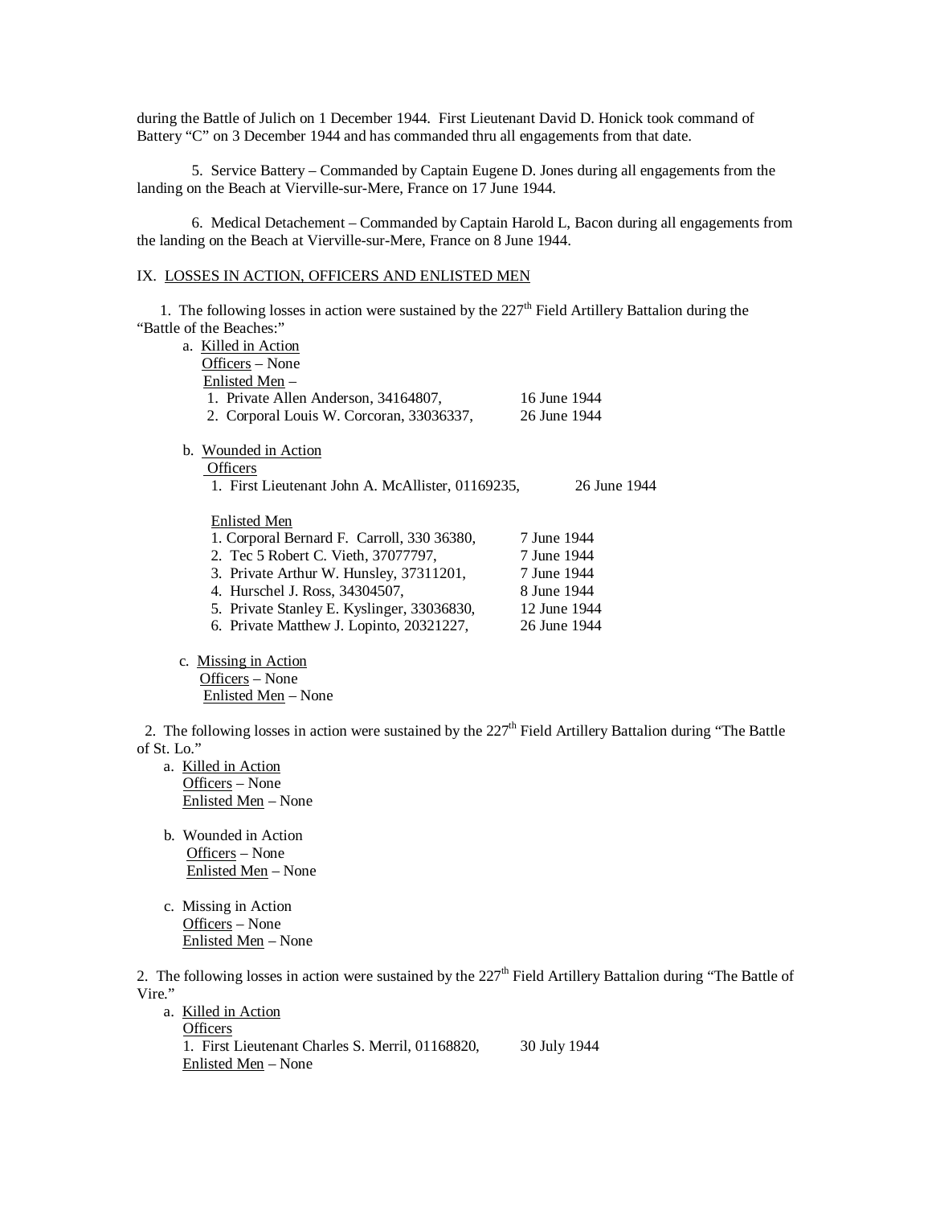during the Battle of Julich on 1 December 1944. First Lieutenant David D. Honick took command of Battery "C" on 3 December 1944 and has commanded thru all engagements from that date.

5. Service Battery – Commanded by Captain Eugene D. Jones during all engagements from the landing on the Beach at Vierville-sur-Mere, France on 17 June 1944.

6. Medical Detachement – Commanded by Captain Harold L, Bacon during all engagements from the landing on the Beach at Vierville-sur-Mere, France on 8 June 1944.

IX. <u>LOSSES IN ACTION, OFFICERS AND ENLISTED MEN</u>

1. The following losses in action were sustained by the 227th Field Artillery Battalion during the "Battle of the Beaches:"

a. <u>Killed in Action</u>
<u>Officers</u> – None
<u>Enlisted Men</u> –
1. Private Allen Anderson, 34164807, 16 June 1944
2. Corporal Louis W. Corcoran, 33036337, 26 June 1944

b. <u>Wounded in Action</u>
<u>Officers</u>
1. First Lieutenant John A. McAllister, 01169235, 26 June 1944

<u>Enlisted Men</u>
1. Corporal Bernard F. Carroll, 330 36380, 7 June 1944
2. Tec 5 Robert C. Vieth, 37077797, 7 June 1944
3. Private Arthur W. Hunsley, 37311201, 7 June 1944
4. Hurschel J. Ross, 34304507, 8 June 1944
5. Private Stanley E. Kyslinger, 33036830, 12 June 1944
6. Private Matthew J. Lopinto, 20321227, 26 June 1944

c. <u>Missing in Action</u>
<u>Officers</u> – None
<u>Enlisted Men</u> – None

2. The following losses in action were sustained by the 227th Field Artillery Battalion during "The Battle of St. Lo."

a. <u>Killed in Action</u>
<u>Officers</u> – None
<u>Enlisted Men</u> – None

b. Wounded in Action
<u>Officers</u> – None
<u>Enlisted Men</u> – None

c. Missing in Action
<u>Officers</u> – None
<u>Enlisted Men</u> – None

2. The following losses in action were sustained by the 227th Field Artillery Battalion during "The Battle of Vire."

a. <u>Killed in Action</u>
<u>Officers</u>
1. First Lieutenant Charles S. Merril, 01168820, 30 July 1944
<u>Enlisted Men</u> – None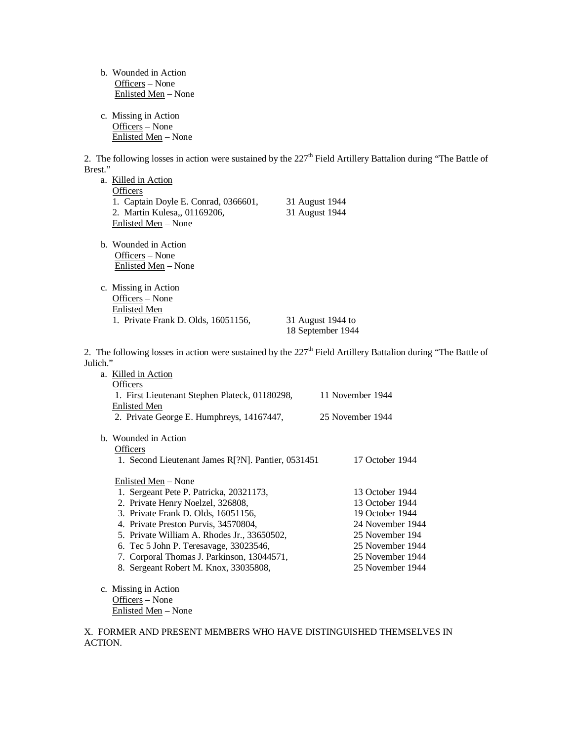b. Wounded in Action
   <u>Officers</u> – None
   <u>Enlisted Men</u> – None

c. Missing in Action
   <u>Officers</u> – None
   <u>Enlisted Men</u> – None

2. The following losses in action were sustained by the 227th Field Artillery Battalion during "The Battle of Brest."

a. <u>Killed in Action</u>
   <u>Officers</u>
   1. Captain Doyle E. Conrad, 0366601, 31 August 1944
   2. Martin Kulesa,, 01169206, 31 August 1944
   <u>Enlisted Men</u> – None

b. Wounded in Action
   <u>Officers</u> – None
   <u>Enlisted Men</u> – None

c. Missing in Action
   <u>Officers</u> – None
   <u>Enlisted Men</u>
   1. Private Frank D. Olds, 16051156, 31 August 1944 to 18 September 1944

2. The following losses in action were sustained by the 227th Field Artillery Battalion during "The Battle of Julich."

a. <u>Killed in Action</u>
   <u>Officers</u>
   1. First Lieutenant Stephen Plateck, 01180298, 11 November 1944
   <u>Enlisted Men</u>
   2. Private George E. Humphreys, 14167447, 25 November 1944

b. Wounded in Action
   <u>Officers</u>
   1. Second Lieutenant James R[?N]. Pantier, 0531451 17 October 1944

   <u>Enlisted Men</u> – None
   1. Sergeant Pete P. Patricka, 20321173, 13 October 1944
   2. Private Henry Noelzel, 326808, 13 October 1944
   3. Private Frank D. Olds, 16051156, 19 October 1944
   4. Private Preston Purvis, 34570804, 24 November 1944
   5. Private William A. Rhodes Jr., 33650502, 25 November 194
   6. Tec 5 John P. Teresavage, 33023546, 25 November 1944
   7. Corporal Thomas J. Parkinson, 13044571, 25 November 1944
   8. Sergeant Robert M. Knox, 33035808, 25 November 1944

c. Missing in Action
   <u>Officers</u> – None
   <u>Enlisted Men</u> – None

X. FORMER AND PRESENT MEMBERS WHO HAVE DISTINGUISHED THEMSELVES IN ACTION.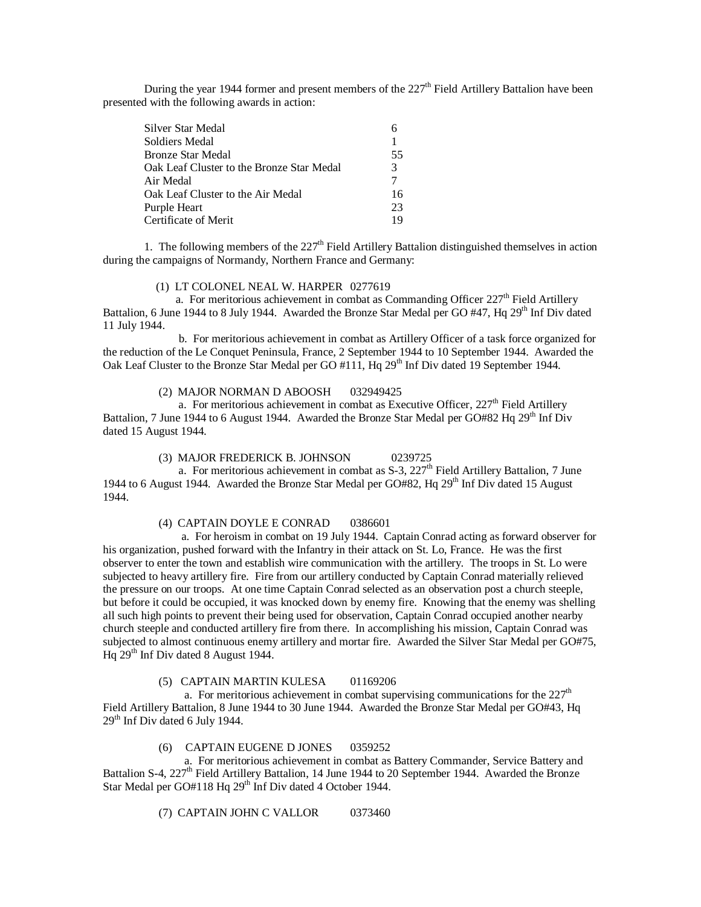During the year 1944 former and present members of the 227th Field Artillery Battalion have been presented with the following awards in action:

| | |
|---|---|
| Silver Star Medal | 6 |
| Soldiers Medal | 1 |
| Bronze Star Medal | 55 |
| Oak Leaf Cluster to the Bronze Star Medal | 3 |
| Air Medal | 7 |
| Oak Leaf Cluster to the Air Medal | 16 |
| Purple Heart | 23 |
| Certificate of Merit | 19 |

1. The following members of the 227th Field Artillery Battalion distinguished themselves in action during the campaigns of Normandy, Northern France and Germany:

(1) LT COLONEL NEAL W. HARPER 0277619

a. For meritorious achievement in combat as Commanding Officer 227th Field Artillery Battalion, 6 June 1944 to 8 July 1944. Awarded the Bronze Star Medal per GO #47, Hq 29th Inf Div dated 11 July 1944.

b. For meritorious achievement in combat as Artillery Officer of a task force organized for the reduction of the Le Conquet Peninsula, France, 2 September 1944 to 10 September 1944. Awarded the Oak Leaf Cluster to the Bronze Star Medal per GO #111, Hq 29th Inf Div dated 19 September 1944.

(2) MAJOR NORMAN D ABOOSH 032949425

a. For meritorious achievement in combat as Executive Officer, 227th Field Artillery Battalion, 7 June 1944 to 6 August 1944. Awarded the Bronze Star Medal per GO#82 Hq 29th Inf Div dated 15 August 1944.

(3) MAJOR FREDERICK B. JOHNSON 0239725

a. For meritorious achievement in combat as S-3, 227th Field Artillery Battalion, 7 June 1944 to 6 August 1944. Awarded the Bronze Star Medal per GO#82, Hq 29th Inf Div dated 15 August 1944.

(4) CAPTAIN DOYLE E CONRAD 0386601

a. For heroism in combat on 19 July 1944. Captain Conrad acting as forward observer for his organization, pushed forward with the Infantry in their attack on St. Lo, France. He was the first observer to enter the town and establish wire communication with the artillery. The troops in St. Lo were subjected to heavy artillery fire. Fire from our artillery conducted by Captain Conrad materially relieved the pressure on our troops. At one time Captain Conrad selected as an observation post a church steeple, but before it could be occupied, it was knocked down by enemy fire. Knowing that the enemy was shelling all such high points to prevent their being used for observation, Captain Conrad occupied another nearby church steeple and conducted artillery fire from there. In accomplishing his mission, Captain Conrad was subjected to almost continuous enemy artillery and mortar fire. Awarded the Silver Star Medal per GO#75, Hq 29th Inf Div dated 8 August 1944.

(5) CAPTAIN MARTIN KULESA 01169206

a. For meritorious achievement in combat supervising communications for the 227th Field Artillery Battalion, 8 June 1944 to 30 June 1944. Awarded the Bronze Star Medal per GO#43, Hq 29th Inf Div dated 6 July 1944.

(6) CAPTAIN EUGENE D JONES 0359252

a. For meritorious achievement in combat as Battery Commander, Service Battery and Battalion S-4, 227th Field Artillery Battalion, 14 June 1944 to 20 September 1944. Awarded the Bronze Star Medal per GO#118 Hq 29th Inf Div dated 4 October 1944.

(7) CAPTAIN JOHN C VALLOR 0373460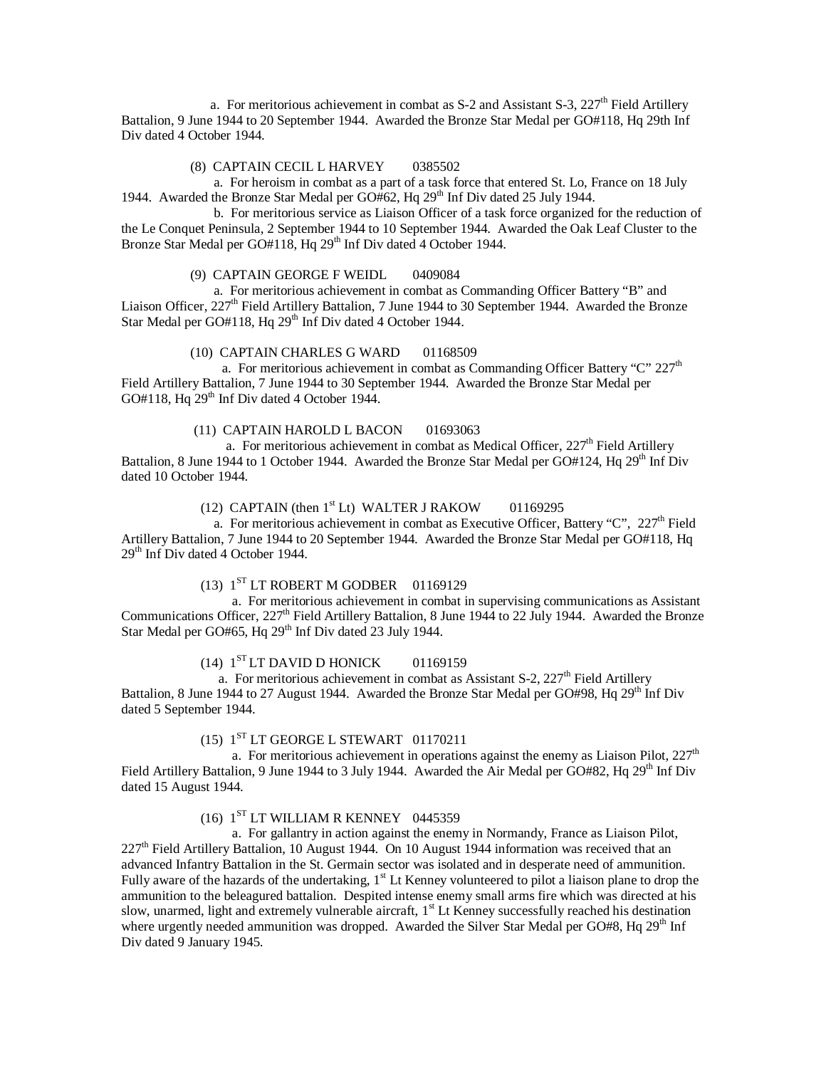a. For meritorious achievement in combat as S-2 and Assistant S-3, 227th Field Artillery Battalion, 9 June 1944 to 20 September 1944. Awarded the Bronze Star Medal per GO#118, Hq 29th Inf Div dated 4 October 1944.

(8) CAPTAIN CECIL L HARVEY 0385502

a. For heroism in combat as a part of a task force that entered St. Lo, France on 18 July 1944. Awarded the Bronze Star Medal per GO#62, Hq 29th Inf Div dated 25 July 1944.

b. For meritorious service as Liaison Officer of a task force organized for the reduction of the Le Conquet Peninsula, 2 September 1944 to 10 September 1944. Awarded the Oak Leaf Cluster to the Bronze Star Medal per GO#118, Hq 29th Inf Div dated 4 October 1944.

(9) CAPTAIN GEORGE F WEIDL 0409084

a. For meritorious achievement in combat as Commanding Officer Battery "B" and Liaison Officer, 227th Field Artillery Battalion, 7 June 1944 to 30 September 1944. Awarded the Bronze Star Medal per GO#118, Hq 29th Inf Div dated 4 October 1944.

(10) CAPTAIN CHARLES G WARD 01168509

a. For meritorious achievement in combat as Commanding Officer Battery "C" 227th Field Artillery Battalion, 7 June 1944 to 30 September 1944. Awarded the Bronze Star Medal per GO#118, Hq 29th Inf Div dated 4 October 1944.

(11) CAPTAIN HAROLD L BACON 01693063

a. For meritorious achievement in combat as Medical Officer, 227th Field Artillery Battalion, 8 June 1944 to 1 October 1944. Awarded the Bronze Star Medal per GO#124, Hq 29th Inf Div dated 10 October 1944.

(12) CAPTAIN (then 1st Lt) WALTER J RAKOW 01169295

a. For meritorious achievement in combat as Executive Officer, Battery "C", 227th Field Artillery Battalion, 7 June 1944 to 20 September 1944. Awarded the Bronze Star Medal per GO#118, Hq 29th Inf Div dated 4 October 1944.

(13) 1ST LT ROBERT M GODBER 01169129

a. For meritorious achievement in combat in supervising communications as Assistant Communications Officer, 227th Field Artillery Battalion, 8 June 1944 to 22 July 1944. Awarded the Bronze Star Medal per GO#65, Hq 29th Inf Div dated 23 July 1944.

(14) 1ST LT DAVID D HONICK 01169159

a. For meritorious achievement in combat as Assistant S-2, 227th Field Artillery Battalion, 8 June 1944 to 27 August 1944. Awarded the Bronze Star Medal per GO#98, Hq 29th Inf Div dated 5 September 1944.

(15) 1ST LT GEORGE L STEWART 01170211

a. For meritorious achievement in operations against the enemy as Liaison Pilot, 227th Field Artillery Battalion, 9 June 1944 to 3 July 1944. Awarded the Air Medal per GO#82, Hq 29th Inf Div dated 15 August 1944.

(16) 1ST LT WILLIAM R KENNEY 0445359

a. For gallantry in action against the enemy in Normandy, France as Liaison Pilot, 227th Field Artillery Battalion, 10 August 1944. On 10 August 1944 information was received that an advanced Infantry Battalion in the St. Germain sector was isolated and in desperate need of ammunition. Fully aware of the hazards of the undertaking, 1st Lt Kenney volunteered to pilot a liaison plane to drop the ammunition to the beleagured battalion. Despited intense enemy small arms fire which was directed at his slow, unarmed, light and extremely vulnerable aircraft, 1st Lt Kenney successfully reached his destination where urgently needed ammunition was dropped. Awarded the Silver Star Medal per GO#8, Hq 29th Inf Div dated 9 January 1945.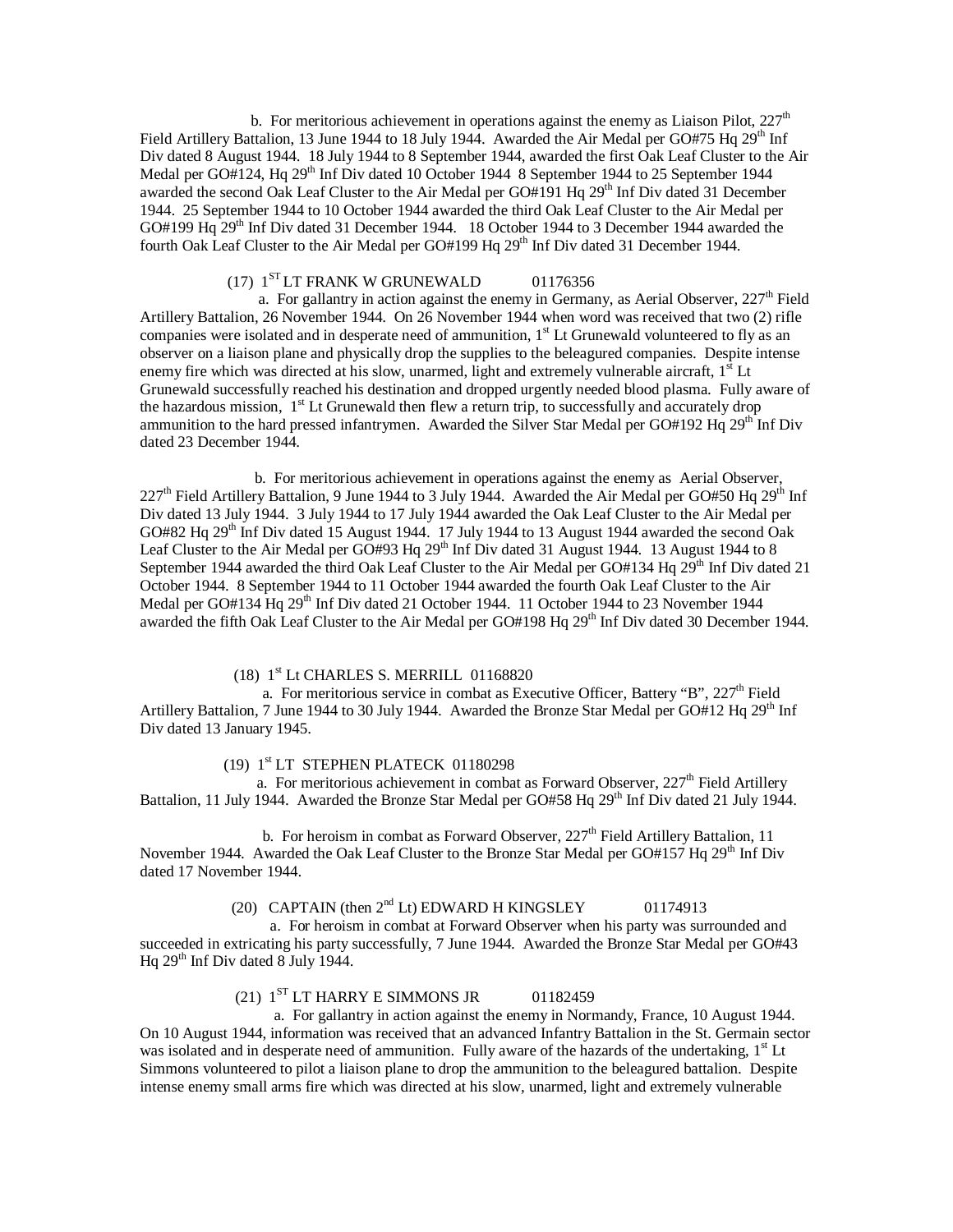b. For meritorious achievement in operations against the enemy as Liaison Pilot, 227th Field Artillery Battalion, 13 June 1944 to 18 July 1944. Awarded the Air Medal per GO#75 Hq 29th Inf Div dated 8 August 1944. 18 July 1944 to 8 September 1944, awarded the first Oak Leaf Cluster to the Air Medal per GO#124, Hq 29th Inf Div dated 10 October 1944 8 September 1944 to 25 September 1944 awarded the second Oak Leaf Cluster to the Air Medal per GO#191 Hq 29th Inf Div dated 31 December 1944. 25 September 1944 to 10 October 1944 awarded the third Oak Leaf Cluster to the Air Medal per GO#199 Hq 29th Inf Div dated 31 December 1944. 18 October 1944 to 3 December 1944 awarded the fourth Oak Leaf Cluster to the Air Medal per GO#199 Hq 29th Inf Div dated 31 December 1944.

(17) 1ST LT FRANK W GRUNEWALD 01176356

a. For gallantry in action against the enemy in Germany, as Aerial Observer, 227th Field Artillery Battalion, 26 November 1944. On 26 November 1944 when word was received that two (2) rifle companies were isolated and in desperate need of ammunition, 1st Lt Grunewald volunteered to fly as an observer on a liaison plane and physically drop the supplies to the beleagured companies. Despite intense enemy fire which was directed at his slow, unarmed, light and extremely vulnerable aircraft, 1st Lt Grunewald successfully reached his destination and dropped urgently needed blood plasma. Fully aware of the hazardous mission, 1st Lt Grunewald then flew a return trip, to successfully and accurately drop ammunition to the hard pressed infantrymen. Awarded the Silver Star Medal per GO#192 Hq 29th Inf Div dated 23 December 1944.

b. For meritorious achievement in operations against the enemy as Aerial Observer, 227th Field Artillery Battalion, 9 June 1944 to 3 July 1944. Awarded the Air Medal per GO#50 Hq 29th Inf Div dated 13 July 1944. 3 July 1944 to 17 July 1944 awarded the Oak Leaf Cluster to the Air Medal per GO#82 Hq 29th Inf Div dated 15 August 1944. 17 July 1944 to 13 August 1944 awarded the second Oak Leaf Cluster to the Air Medal per GO#93 Hq 29th Inf Div dated 31 August 1944. 13 August 1944 to 8 September 1944 awarded the third Oak Leaf Cluster to the Air Medal per GO#134 Hq 29th Inf Div dated 21 October 1944. 8 September 1944 to 11 October 1944 awarded the fourth Oak Leaf Cluster to the Air Medal per GO#134 Hq 29th Inf Div dated 21 October 1944. 11 October 1944 to 23 November 1944 awarded the fifth Oak Leaf Cluster to the Air Medal per GO#198 Hq 29th Inf Div dated 30 December 1944.

(18) 1st Lt CHARLES S. MERRILL 01168820

a. For meritorious service in combat as Executive Officer, Battery "B", 227th Field Artillery Battalion, 7 June 1944 to 30 July 1944. Awarded the Bronze Star Medal per GO#12 Hq 29th Inf Div dated 13 January 1945.

(19) 1st LT STEPHEN PLATECK 01180298

a. For meritorious achievement in combat as Forward Observer, 227th Field Artillery Battalion, 11 July 1944. Awarded the Bronze Star Medal per GO#58 Hq 29th Inf Div dated 21 July 1944.

b. For heroism in combat as Forward Observer, 227th Field Artillery Battalion, 11 November 1944. Awarded the Oak Leaf Cluster to the Bronze Star Medal per GO#157 Hq 29th Inf Div dated 17 November 1944.

(20) CAPTAIN (then 2nd Lt) EDWARD H KINGSLEY 01174913

a. For heroism in combat at Forward Observer when his party was surrounded and succeeded in extricating his party successfully, 7 June 1944. Awarded the Bronze Star Medal per GO#43 Hq 29th Inf Div dated 8 July 1944.

(21) 1ST LT HARRY E SIMMONS JR 01182459

a. For gallantry in action against the enemy in Normandy, France, 10 August 1944. On 10 August 1944, information was received that an advanced Infantry Battalion in the St. Germain sector was isolated and in desperate need of ammunition. Fully aware of the hazards of the undertaking, 1st Lt Simmons volunteered to pilot a liaison plane to drop the ammunition to the beleagured battalion. Despite intense enemy small arms fire which was directed at his slow, unarmed, light and extremely vulnerable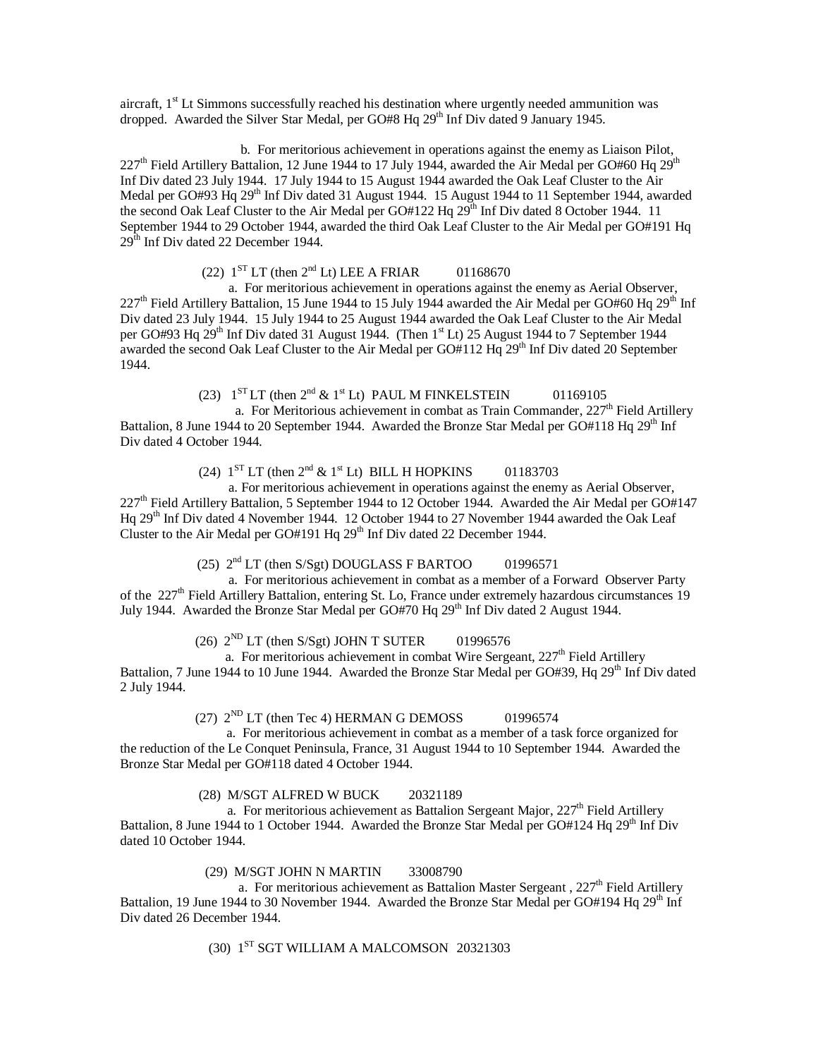aircraft, 1st Lt Simmons successfully reached his destination where urgently needed ammunition was dropped. Awarded the Silver Star Medal, per GO#8 Hq 29th Inf Div dated 9 January 1945.

b. For meritorious achievement in operations against the enemy as Liaison Pilot, 227th Field Artillery Battalion, 12 June 1944 to 17 July 1944, awarded the Air Medal per GO#60 Hq 29th Inf Div dated 23 July 1944. 17 July 1944 to 15 August 1944 awarded the Oak Leaf Cluster to the Air Medal per GO#93 Hq 29th Inf Div dated 31 August 1944. 15 August 1944 to 11 September 1944, awarded the second Oak Leaf Cluster to the Air Medal per GO#122 Hq 29th Inf Div dated 8 October 1944. 11 September 1944 to 29 October 1944, awarded the third Oak Leaf Cluster to the Air Medal per GO#191 Hq 29th Inf Div dated 22 December 1944.

(22) 1ST LT (then 2nd Lt) LEE A FRIAR 01168670

a. For meritorious achievement in operations against the enemy as Aerial Observer, 227th Field Artillery Battalion, 15 June 1944 to 15 July 1944 awarded the Air Medal per GO#60 Hq 29th Inf Div dated 23 July 1944. 15 July 1944 to 25 August 1944 awarded the Oak Leaf Cluster to the Air Medal per GO#93 Hq 29th Inf Div dated 31 August 1944. (Then 1st Lt) 25 August 1944 to 7 September 1944 awarded the second Oak Leaf Cluster to the Air Medal per GO#112 Hq 29th Inf Div dated 20 September 1944.

(23) 1ST LT (then 2nd & 1st Lt) PAUL M FINKELSTEIN 01169105

a. For Meritorious achievement in combat as Train Commander, 227th Field Artillery Battalion, 8 June 1944 to 20 September 1944. Awarded the Bronze Star Medal per GO#118 Hq 29th Inf Div dated 4 October 1944.

(24) 1ST LT (then 2nd & 1st Lt) BILL H HOPKINS 01183703

a. For meritorious achievement in operations against the enemy as Aerial Observer, 227th Field Artillery Battalion, 5 September 1944 to 12 October 1944. Awarded the Air Medal per GO#147 Hq 29th Inf Div dated 4 November 1944. 12 October 1944 to 27 November 1944 awarded the Oak Leaf Cluster to the Air Medal per GO#191 Hq 29th Inf Div dated 22 December 1944.

(25) 2nd LT (then S/Sgt) DOUGLASS F BARTOO 01996571

a. For meritorious achievement in combat as a member of a Forward Observer Party of the 227th Field Artillery Battalion, entering St. Lo, France under extremely hazardous circumstances 19 July 1944. Awarded the Bronze Star Medal per GO#70 Hq 29th Inf Div dated 2 August 1944.

(26) 2ND LT (then S/Sgt) JOHN T SUTER 01996576

a. For meritorious achievement in combat Wire Sergeant, 227th Field Artillery Battalion, 7 June 1944 to 10 June 1944. Awarded the Bronze Star Medal per GO#39, Hq 29th Inf Div dated 2 July 1944.

(27) 2ND LT (then Tec 4) HERMAN G DEMOSS 01996574

a. For meritorious achievement in combat as a member of a task force organized for the reduction of the Le Conquet Peninsula, France, 31 August 1944 to 10 September 1944. Awarded the Bronze Star Medal per GO#118 dated 4 October 1944.

(28) M/SGT ALFRED W BUCK 20321189

a. For meritorious achievement as Battalion Sergeant Major, 227th Field Artillery Battalion, 8 June 1944 to 1 October 1944. Awarded the Bronze Star Medal per GO#124 Hq 29th Inf Div dated 10 October 1944.

(29) M/SGT JOHN N MARTIN 33008790

a. For meritorious achievement as Battalion Master Sergeant , 227th Field Artillery Battalion, 19 June 1944 to 30 November 1944. Awarded the Bronze Star Medal per GO#194 Hq 29th Inf Div dated 26 December 1944.

(30) 1ST SGT WILLIAM A MALCOMSON 20321303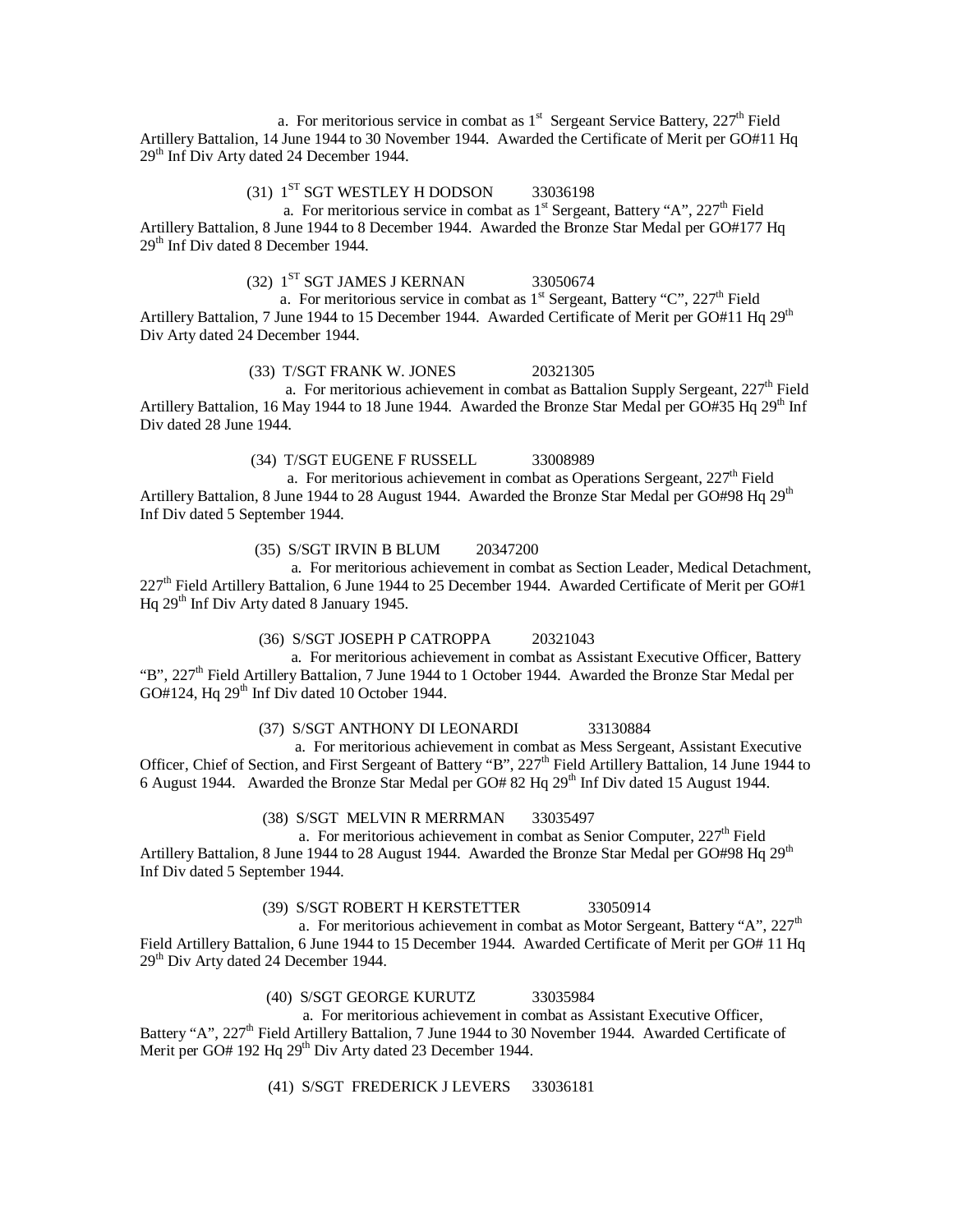a. For meritorious service in combat as 1st Sergeant Service Battery, 227th Field Artillery Battalion, 14 June 1944 to 30 November 1944. Awarded the Certificate of Merit per GO#11 Hq 29th Inf Div Arty dated 24 December 1944.

(31) 1ST SGT WESTLEY H DODSON 33036198

a. For meritorious service in combat as 1st Sergeant, Battery "A", 227th Field Artillery Battalion, 8 June 1944 to 8 December 1944. Awarded the Bronze Star Medal per GO#177 Hq 29th Inf Div dated 8 December 1944.

(32) 1ST SGT JAMES J KERNAN 33050674

a. For meritorious service in combat as 1st Sergeant, Battery "C", 227th Field Artillery Battalion, 7 June 1944 to 15 December 1944. Awarded Certificate of Merit per GO#11 Hq 29th Div Arty dated 24 December 1944.

(33) T/SGT FRANK W. JONES 20321305

a. For meritorious achievement in combat as Battalion Supply Sergeant, 227th Field Artillery Battalion, 16 May 1944 to 18 June 1944. Awarded the Bronze Star Medal per GO#35 Hq 29th Inf Div dated 28 June 1944.

(34) T/SGT EUGENE F RUSSELL 33008989

a. For meritorious achievement in combat as Operations Sergeant, 227th Field Artillery Battalion, 8 June 1944 to 28 August 1944. Awarded the Bronze Star Medal per GO#98 Hq 29th Inf Div dated 5 September 1944.

(35) S/SGT IRVIN B BLUM 20347200

a. For meritorious achievement in combat as Section Leader, Medical Detachment, 227th Field Artillery Battalion, 6 June 1944 to 25 December 1944. Awarded Certificate of Merit per GO#1 Hq 29th Inf Div Arty dated 8 January 1945.

(36) S/SGT JOSEPH P CATROPPA 20321043

a. For meritorious achievement in combat as Assistant Executive Officer, Battery "B", 227th Field Artillery Battalion, 7 June 1944 to 1 October 1944. Awarded the Bronze Star Medal per GO#124, Hq 29th Inf Div dated 10 October 1944.

(37) S/SGT ANTHONY DI LEONARDI 33130884

a. For meritorious achievement in combat as Mess Sergeant, Assistant Executive Officer, Chief of Section, and First Sergeant of Battery "B", 227th Field Artillery Battalion, 14 June 1944 to 6 August 1944. Awarded the Bronze Star Medal per GO# 82 Hq 29th Inf Div dated 15 August 1944.

(38) S/SGT MELVIN R MERRMAN 33035497

a. For meritorious achievement in combat as Senior Computer, 227th Field Artillery Battalion, 8 June 1944 to 28 August 1944. Awarded the Bronze Star Medal per GO#98 Hq 29th Inf Div dated 5 September 1944.

(39) S/SGT ROBERT H KERSTETTER 33050914

a. For meritorious achievement in combat as Motor Sergeant, Battery "A", 227th Field Artillery Battalion, 6 June 1944 to 15 December 1944. Awarded Certificate of Merit per GO# 11 Hq 29th Div Arty dated 24 December 1944.

(40) S/SGT GEORGE KURUTZ 33035984

a. For meritorious achievement in combat as Assistant Executive Officer, Battery "A", 227th Field Artillery Battalion, 7 June 1944 to 30 November 1944. Awarded Certificate of Merit per GO# 192 Hq 29th Div Arty dated 23 December 1944.

(41) S/SGT FREDERICK J LEVERS 33036181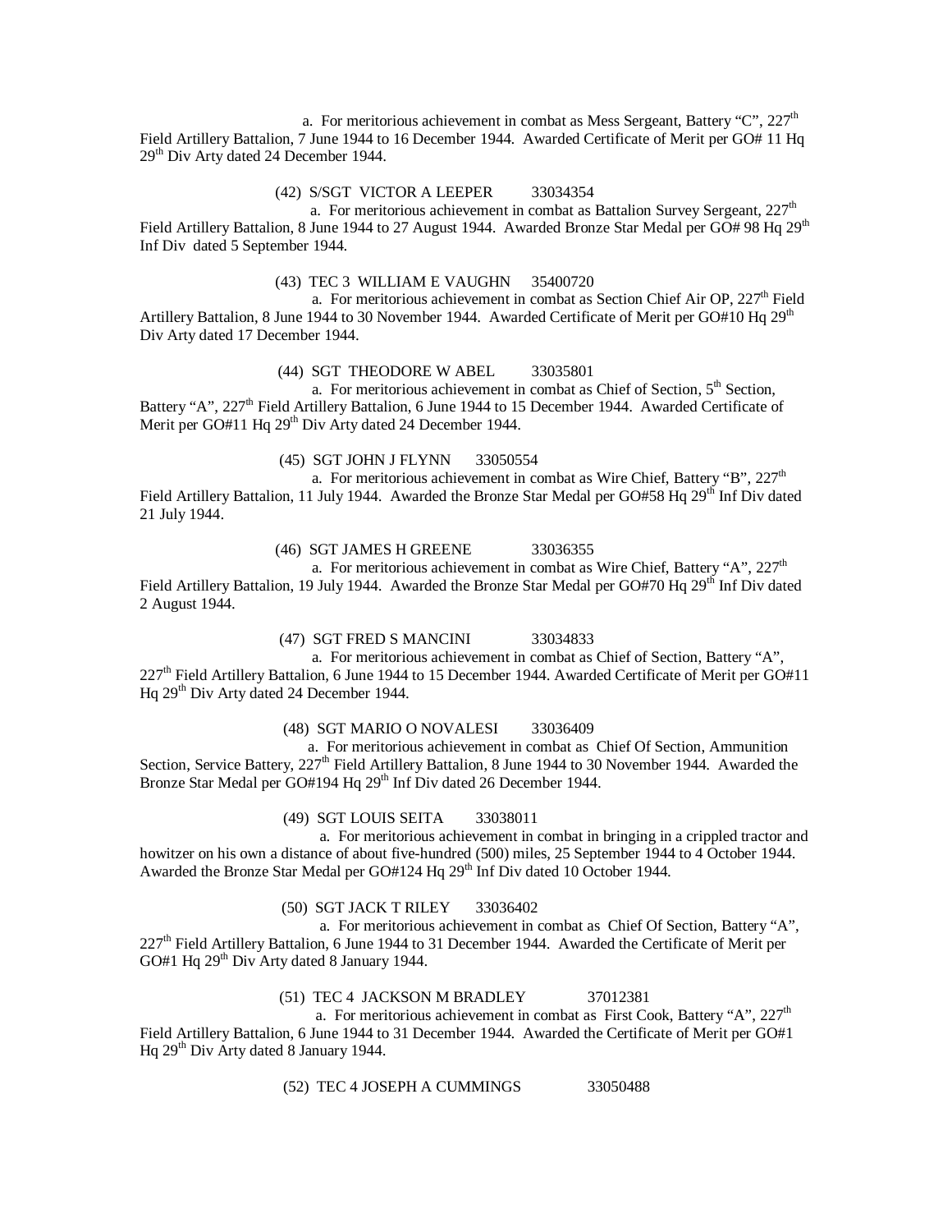a. For meritorious achievement in combat as Mess Sergeant, Battery "C", 227th Field Artillery Battalion, 7 June 1944 to 16 December 1944. Awarded Certificate of Merit per GO# 11 Hq 29th Div Arty dated 24 December 1944.

(42) S/SGT VICTOR A LEEPER 33034354

a. For meritorious achievement in combat as Battalion Survey Sergeant, 227th Field Artillery Battalion, 8 June 1944 to 27 August 1944. Awarded Bronze Star Medal per GO# 98 Hq 29th Inf Div dated 5 September 1944.

(43) TEC 3 WILLIAM E VAUGHN 35400720

a. For meritorious achievement in combat as Section Chief Air OP, 227th Field Artillery Battalion, 8 June 1944 to 30 November 1944. Awarded Certificate of Merit per GO#10 Hq 29th Div Arty dated 17 December 1944.

(44) SGT THEODORE W ABEL 33035801

a. For meritorious achievement in combat as Chief of Section, 5th Section, Battery "A", 227th Field Artillery Battalion, 6 June 1944 to 15 December 1944. Awarded Certificate of Merit per GO#11 Hq 29th Div Arty dated 24 December 1944.

(45) SGT JOHN J FLYNN 33050554

a. For meritorious achievement in combat as Wire Chief, Battery "B", 227th Field Artillery Battalion, 11 July 1944. Awarded the Bronze Star Medal per GO#58 Hq 29th Inf Div dated 21 July 1944.

(46) SGT JAMES H GREENE 33036355

a. For meritorious achievement in combat as Wire Chief, Battery "A", 227th Field Artillery Battalion, 19 July 1944. Awarded the Bronze Star Medal per GO#70 Hq 29th Inf Div dated 2 August 1944.

(47) SGT FRED S MANCINI 33034833

a. For meritorious achievement in combat as Chief of Section, Battery "A", 227th Field Artillery Battalion, 6 June 1944 to 15 December 1944. Awarded Certificate of Merit per GO#11 Hq 29th Div Arty dated 24 December 1944.

(48) SGT MARIO O NOVALESI 33036409

a. For meritorious achievement in combat as Chief Of Section, Ammunition Section, Service Battery, 227th Field Artillery Battalion, 8 June 1944 to 30 November 1944. Awarded the Bronze Star Medal per GO#194 Hq 29th Inf Div dated 26 December 1944.

(49) SGT LOUIS SEITA 33038011

a. For meritorious achievement in combat in bringing in a crippled tractor and howitzer on his own a distance of about five-hundred (500) miles, 25 September 1944 to 4 October 1944. Awarded the Bronze Star Medal per GO#124 Hq 29th Inf Div dated 10 October 1944.

(50) SGT JACK T RILEY 33036402

a. For meritorious achievement in combat as Chief Of Section, Battery "A", 227th Field Artillery Battalion, 6 June 1944 to 31 December 1944. Awarded the Certificate of Merit per GO#1 Hq 29th Div Arty dated 8 January 1944.

(51) TEC 4 JACKSON M BRADLEY 37012381

a. For meritorious achievement in combat as First Cook, Battery "A", 227th Field Artillery Battalion, 6 June 1944 to 31 December 1944. Awarded the Certificate of Merit per GO#1 Hq 29th Div Arty dated 8 January 1944.

(52) TEC 4 JOSEPH A CUMMINGS 33050488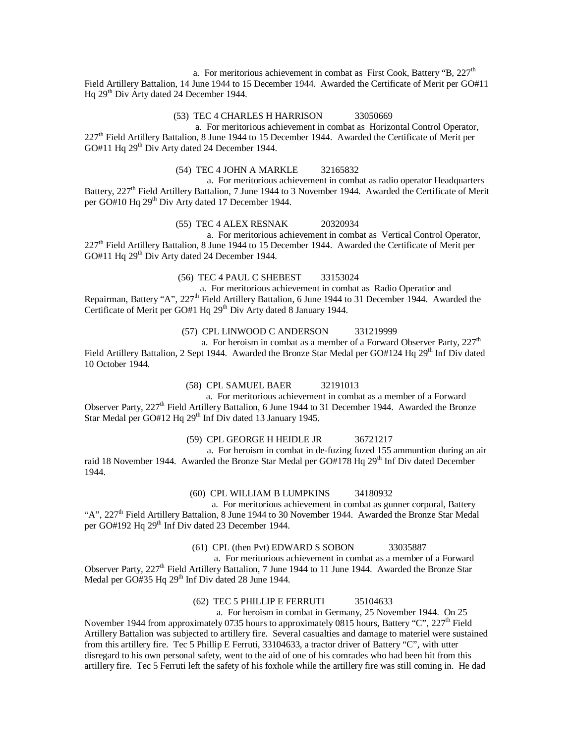a. For meritorious achievement in combat as First Cook, Battery "B, 227th Field Artillery Battalion, 14 June 1944 to 15 December 1944. Awarded the Certificate of Merit per GO#11 Hq 29th Div Arty dated 24 December 1944.

(53) TEC 4 CHARLES H HARRISON 33050669

a. For meritorious achievement in combat as Horizontal Control Operator, 227th Field Artillery Battalion, 8 June 1944 to 15 December 1944. Awarded the Certificate of Merit per GO#11 Hq 29th Div Arty dated 24 December 1944.

(54) TEC 4 JOHN A MARKLE 32165832

a. For meritorious achievement in combat as radio operator Headquarters Battery, 227th Field Artillery Battalion, 7 June 1944 to 3 November 1944. Awarded the Certificate of Merit per GO#10 Hq 29th Div Arty dated 17 December 1944.

(55) TEC 4 ALEX RESNAK 20320934

a. For meritorious achievement in combat as Vertical Control Operator, 227th Field Artillery Battalion, 8 June 1944 to 15 December 1944. Awarded the Certificate of Merit per GO#11 Hq 29th Div Arty dated 24 December 1944.

(56) TEC 4 PAUL C SHEBEST 33153024

a. For meritorious achievement in combat as Radio Operatior and Repairman, Battery "A", 227th Field Artillery Battalion, 6 June 1944 to 31 December 1944. Awarded the Certificate of Merit per GO#1 Hq 29th Div Arty dated 8 January 1944.

(57) CPL LINWOOD C ANDERSON 331219999

a. For heroism in combat as a member of a Forward Observer Party, 227th Field Artillery Battalion, 2 Sept 1944. Awarded the Bronze Star Medal per GO#124 Hq 29th Inf Div dated 10 October 1944.

(58) CPL SAMUEL BAER 32191013

a. For meritorious achievement in combat as a member of a Forward Observer Party, 227th Field Artillery Battalion, 6 June 1944 to 31 December 1944. Awarded the Bronze Star Medal per GO#12 Hq 29th Inf Div dated 13 January 1945.

(59) CPL GEORGE H HEIDLE JR 36721217

a. For heroism in combat in de-fuzing fuzed 155 ammuntion during an air raid 18 November 1944. Awarded the Bronze Star Medal per GO#178 Hq 29th Inf Div dated December 1944.

(60) CPL WILLIAM B LUMPKINS 34180932

a. For meritorious achievement in combat as gunner corporal, Battery "A", 227th Field Artillery Battalion, 8 June 1944 to 30 November 1944. Awarded the Bronze Star Medal per GO#192 Hq 29th Inf Div dated 23 December 1944.

(61) CPL (then Pvt) EDWARD S SOBON 33035887

a. For meritorious achievement in combat as a member of a Forward Observer Party, 227th Field Artillery Battalion, 7 June 1944 to 11 June 1944. Awarded the Bronze Star Medal per GO#35 Hq 29th Inf Div dated 28 June 1944.

(62) TEC 5 PHILLIP E FERRUTI 35104633

a. For heroism in combat in Germany, 25 November 1944. On 25 November 1944 from approximately 0735 hours to approximately 0815 hours, Battery "C", 227th Field Artillery Battalion was subjected to artillery fire. Several casualties and damage to materiel were sustained from this artillery fire. Tec 5 Phillip E Ferruti, 33104633, a tractor driver of Battery "C", with utter disregard to his own personal safety, went to the aid of one of his comrades who had been hit from this artillery fire. Tec 5 Ferruti left the safety of his foxhole while the artillery fire was still coming in. He dad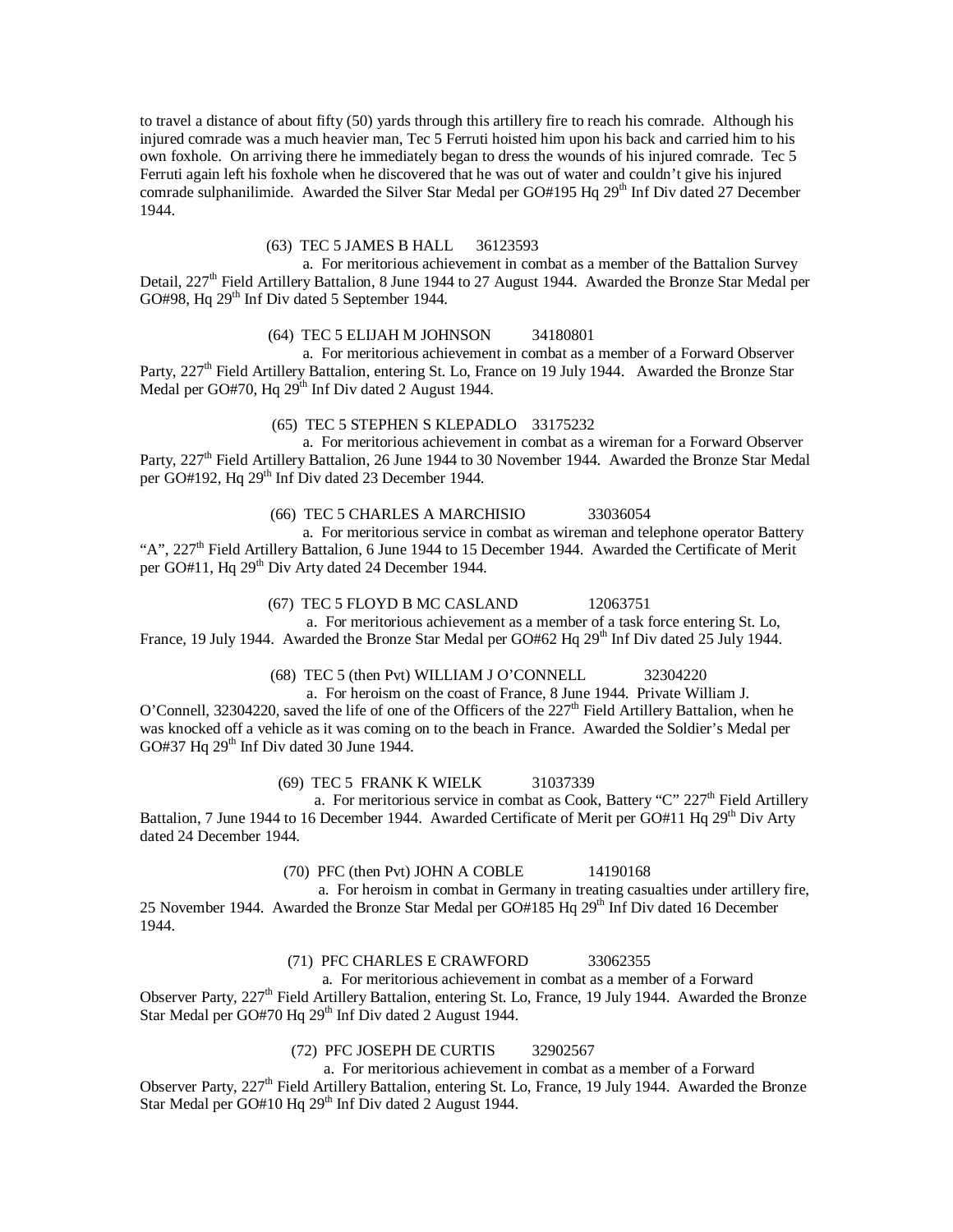to travel a distance of about fifty (50) yards through this artillery fire to reach his comrade. Although his injured comrade was a much heavier man, Tec 5 Ferruti hoisted him upon his back and carried him to his own foxhole. On arriving there he immediately began to dress the wounds of his injured comrade. Tec 5 Ferruti again left his foxhole when he discovered that he was out of water and couldn't give his injured comrade sulphanilimide. Awarded the Silver Star Medal per GO#195 Hq 29th Inf Div dated 27 December 1944.

(63) TEC 5 JAMES B HALL 36123593

a. For meritorious achievement in combat as a member of the Battalion Survey Detail, 227th Field Artillery Battalion, 8 June 1944 to 27 August 1944. Awarded the Bronze Star Medal per GO#98, Hq 29th Inf Div dated 5 September 1944.

(64) TEC 5 ELIJAH M JOHNSON 34180801

a. For meritorious achievement in combat as a member of a Forward Observer Party, 227th Field Artillery Battalion, entering St. Lo, France on 19 July 1944. Awarded the Bronze Star Medal per GO#70, Hq 29th Inf Div dated 2 August 1944.

(65) TEC 5 STEPHEN S KLEPADLO 33175232

a. For meritorious achievement in combat as a wireman for a Forward Observer Party, 227th Field Artillery Battalion, 26 June 1944 to 30 November 1944. Awarded the Bronze Star Medal per GO#192, Hq 29th Inf Div dated 23 December 1944.

(66) TEC 5 CHARLES A MARCHISIO 33036054

a. For meritorious service in combat as wireman and telephone operator Battery "A", 227th Field Artillery Battalion, 6 June 1944 to 15 December 1944. Awarded the Certificate of Merit per GO#11, Hq 29th Div Arty dated 24 December 1944.

(67) TEC 5 FLOYD B MC CASLAND 12063751

a. For meritorious achievement as a member of a task force entering St. Lo, France, 19 July 1944. Awarded the Bronze Star Medal per GO#62 Hq 29th Inf Div dated 25 July 1944.

(68) TEC 5 (then Pvt) WILLIAM J O'CONNELL 32304220

a. For heroism on the coast of France, 8 June 1944. Private William J. O'Connell, 32304220, saved the life of one of the Officers of the 227th Field Artillery Battalion, when he was knocked off a vehicle as it was coming on to the beach in France. Awarded the Soldier's Medal per GO#37 Hq 29th Inf Div dated 30 June 1944.

(69) TEC 5 FRANK K WIELK 31037339

a. For meritorious service in combat as Cook, Battery "C" 227th Field Artillery Battalion, 7 June 1944 to 16 December 1944. Awarded Certificate of Merit per GO#11 Hq 29th Div Arty dated 24 December 1944.

(70) PFC (then Pvt) JOHN A COBLE 14190168

a. For heroism in combat in Germany in treating casualties under artillery fire, 25 November 1944. Awarded the Bronze Star Medal per GO#185 Hq 29th Inf Div dated 16 December 1944.

(71) PFC CHARLES E CRAWFORD 33062355

a. For meritorious achievement in combat as a member of a Forward Observer Party, 227th Field Artillery Battalion, entering St. Lo, France, 19 July 1944. Awarded the Bronze Star Medal per GO#70 Hq 29th Inf Div dated 2 August 1944.

(72) PFC JOSEPH DE CURTIS 32902567

a. For meritorious achievement in combat as a member of a Forward Observer Party, 227th Field Artillery Battalion, entering St. Lo, France, 19 July 1944. Awarded the Bronze Star Medal per GO#10 Hq 29th Inf Div dated 2 August 1944.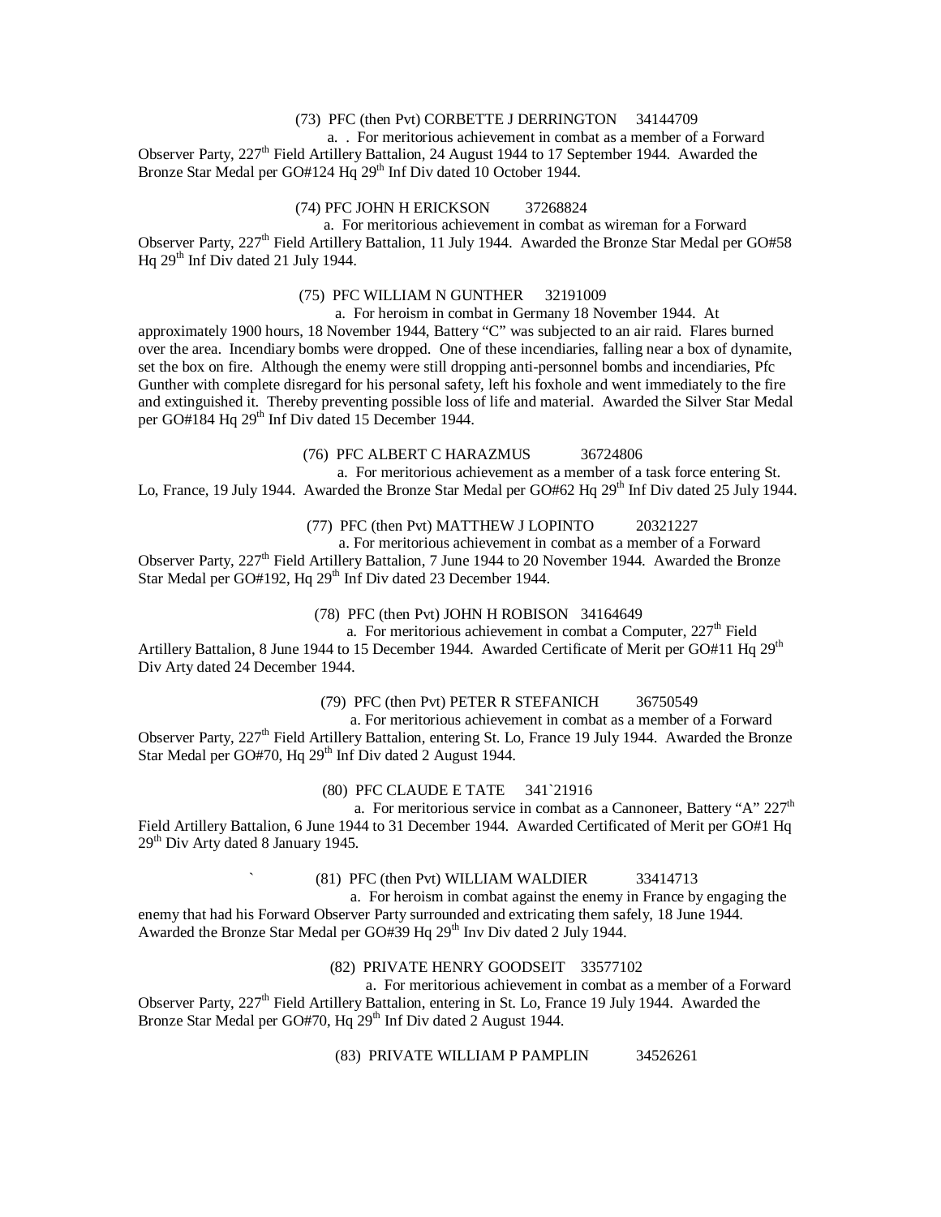(73) PFC (then Pvt) CORBETTE J DERRINGTON 34144709

a. . For meritorious achievement in combat as a member of a Forward Observer Party, 227th Field Artillery Battalion, 24 August 1944 to 17 September 1944. Awarded the Bronze Star Medal per GO#124 Hq 29th Inf Div dated 10 October 1944.

(74) PFC JOHN H ERICKSON 37268824

a. For meritorious achievement in combat as wireman for a Forward Observer Party, 227th Field Artillery Battalion, 11 July 1944. Awarded the Bronze Star Medal per GO#58 Hq 29th Inf Div dated 21 July 1944.

(75) PFC WILLIAM N GUNTHER 32191009

a. For heroism in combat in Germany 18 November 1944. At approximately 1900 hours, 18 November 1944, Battery "C" was subjected to an air raid. Flares burned over the area. Incendiary bombs were dropped. One of these incendiaries, falling near a box of dynamite, set the box on fire. Although the enemy were still dropping anti-personnel bombs and incendiaries, Pfc Gunther with complete disregard for his personal safety, left his foxhole and went immediately to the fire and extinguished it. Thereby preventing possible loss of life and material. Awarded the Silver Star Medal per GO#184 Hq 29th Inf Div dated 15 December 1944.

(76) PFC ALBERT C HARAZMUS 36724806

a. For meritorious achievement as a member of a task force entering St. Lo, France, 19 July 1944. Awarded the Bronze Star Medal per GO#62 Hq 29th Inf Div dated 25 July 1944.

(77) PFC (then Pvt) MATTHEW J LOPINTO 20321227

a. For meritorious achievement in combat as a member of a Forward Observer Party, 227th Field Artillery Battalion, 7 June 1944 to 20 November 1944. Awarded the Bronze Star Medal per GO#192, Hq 29th Inf Div dated 23 December 1944.

(78) PFC (then Pvt) JOHN H ROBISON 34164649

a. For meritorious achievement in combat a Computer, 227th Field Artillery Battalion, 8 June 1944 to 15 December 1944. Awarded Certificate of Merit per GO#11 Hq 29th Div Arty dated 24 December 1944.

(79) PFC (then Pvt) PETER R STEFANICH 36750549

a. For meritorious achievement in combat as a member of a Forward Observer Party, 227th Field Artillery Battalion, entering St. Lo, France 19 July 1944. Awarded the Bronze Star Medal per GO#70, Hq 29th Inf Div dated 2 August 1944.

(80) PFC CLAUDE E TATE 341`21916

a. For meritorious service in combat as a Cannoneer, Battery "A" 227th Field Artillery Battalion, 6 June 1944 to 31 December 1944. Awarded Certificated of Merit per GO#1 Hq 29th Div Arty dated 8 January 1945.

` (81) PFC (then Pvt) WILLIAM WALDIER 33414713

a. For heroism in combat against the enemy in France by engaging the enemy that had his Forward Observer Party surrounded and extricating them safely, 18 June 1944. Awarded the Bronze Star Medal per GO#39 Hq 29th Inv Div dated 2 July 1944.

(82) PRIVATE HENRY GOODSEIT 33577102

a. For meritorious achievement in combat as a member of a Forward Observer Party, 227th Field Artillery Battalion, entering in St. Lo, France 19 July 1944. Awarded the Bronze Star Medal per GO#70, Hq 29th Inf Div dated 2 August 1944.

(83) PRIVATE WILLIAM P PAMPLIN 34526261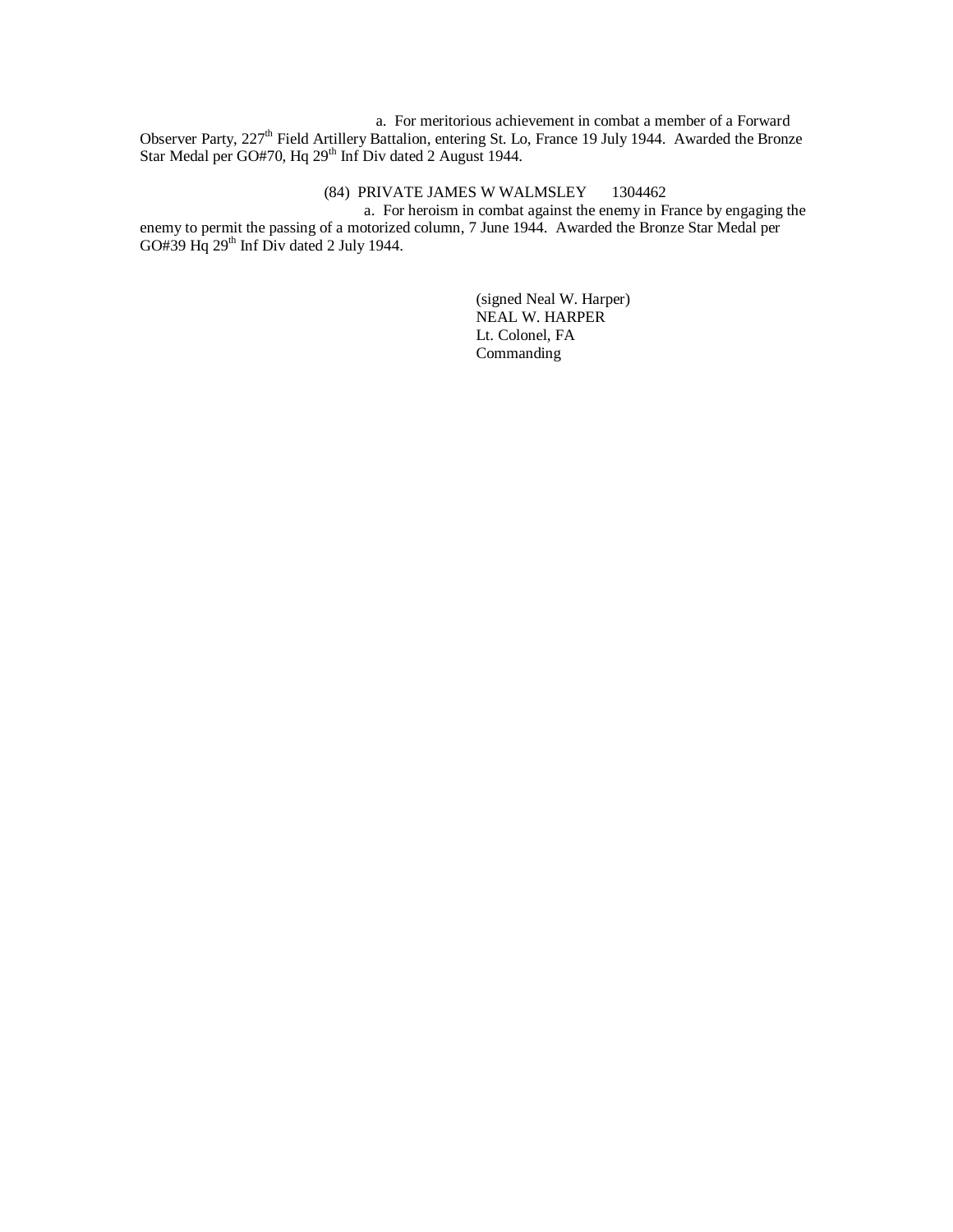a. For meritorious achievement in combat a member of a Forward Observer Party, 227th Field Artillery Battalion, entering St. Lo, France 19 July 1944. Awarded the Bronze Star Medal per GO#70, Hq 29th Inf Div dated 2 August 1944.

(84) PRIVATE JAMES W WALMSLEY 1304462

a. For heroism in combat against the enemy in France by engaging the enemy to permit the passing of a motorized column, 7 June 1944. Awarded the Bronze Star Medal per GO#39 Hq 29th Inf Div dated 2 July 1944.

(signed Neal W. Harper)
NEAL W. HARPER
Lt. Colonel, FA
Commanding